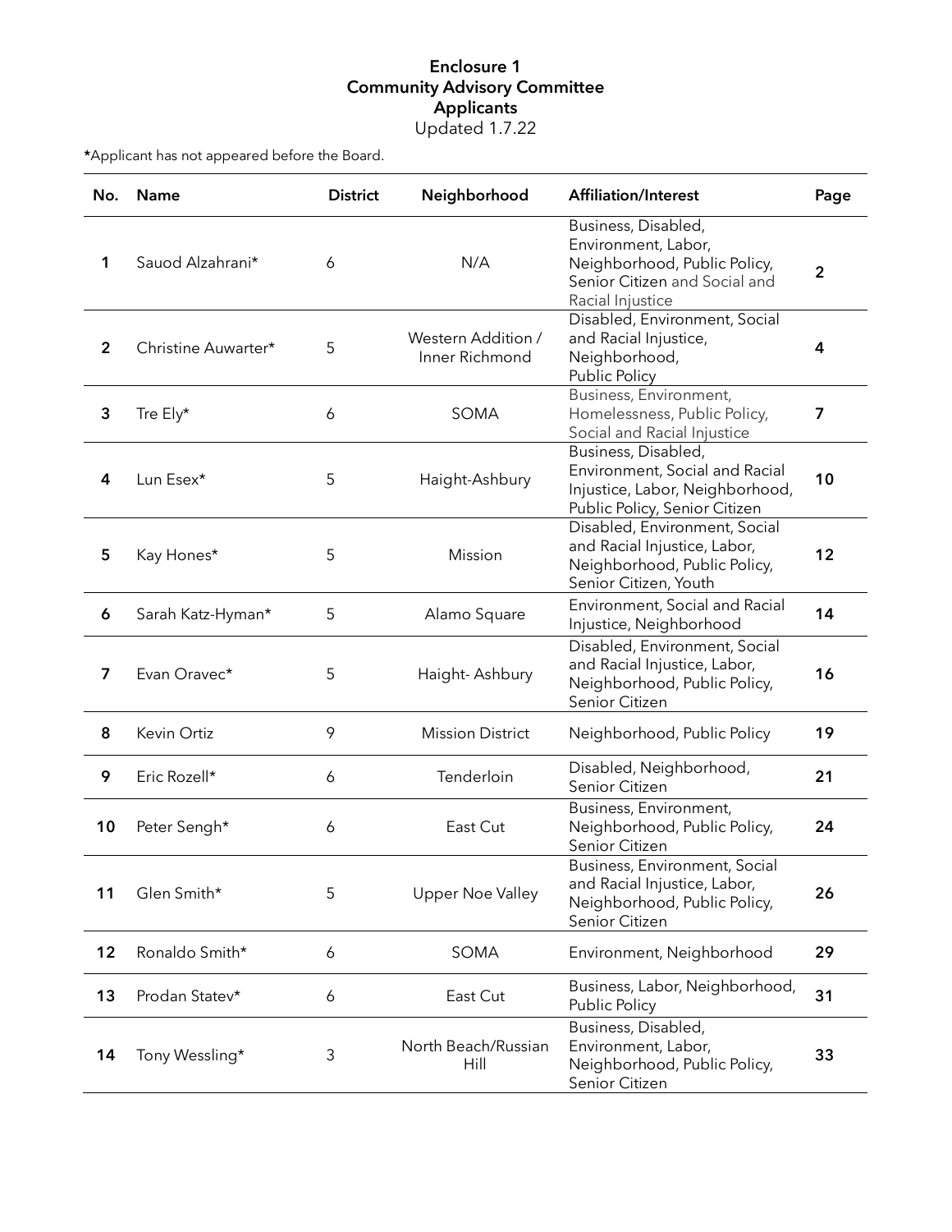**Enclosure 1**
**Community Advisory Committee**
**Applicants**
Updated 1.7.22

**\***Applicant has not appeared before the Board.

| No. | Name | District | Neighborhood | Affiliation/Interest | Page |
|---|---|---|---|---|---|
| 1 | Sauod Alzahrani* | 6 | N/A | Business, Disabled, Environment, Labor, Neighborhood, Public Policy, Senior Citizen and Social and Racial Injustice | 2 |
| 2 | Christine Auwarter* | 5 | Western Addition / Inner Richmond | Disabled, Environment, Social and Racial Injustice, Neighborhood, Public Policy | 4 |
| 3 | Tre Ely* | 6 | SOMA | Business, Environment, Homelessness, Public Policy, Social and Racial Injustice | 7 |
| 4 | Lun Esex* | 5 | Haight-Ashbury | Business, Disabled, Environment, Social and Racial Injustice, Labor, Neighborhood, Public Policy, Senior Citizen | 10 |
| 5 | Kay Hones* | 5 | Mission | Disabled, Environment, Social and Racial Injustice, Labor, Neighborhood, Public Policy, Senior Citizen, Youth | 12 |
| 6 | Sarah Katz-Hyman* | 5 | Alamo Square | Environment, Social and Racial Injustice, Neighborhood | 14 |
| 7 | Evan Oravec* | 5 | Haight- Ashbury | Disabled, Environment, Social and Racial Injustice, Labor, Neighborhood, Public Policy, Senior Citizen | 16 |
| 8 | Kevin Ortiz | 9 | Mission District | Neighborhood, Public Policy | 19 |
| 9 | Eric Rozell* | 6 | Tenderloin | Disabled, Neighborhood, Senior Citizen | 21 |
| 10 | Peter Sengh* | 6 | East Cut | Business, Environment, Neighborhood, Public Policy, Senior Citizen | 24 |
| 11 | Glen Smith* | 5 | Upper Noe Valley | Business, Environment, Social and Racial Injustice, Labor, Neighborhood, Public Policy, Senior Citizen | 26 |
| 12 | Ronaldo Smith* | 6 | SOMA | Environment, Neighborhood | 29 |
| 13 | Prodan Statev* | 6 | East Cut | Business, Labor, Neighborhood, Public Policy | 31 |
| 14 | Tony Wessling* | 3 | North Beach/Russian Hill | Business, Disabled, Environment, Labor, Neighborhood, Public Policy, Senior Citizen | 33 |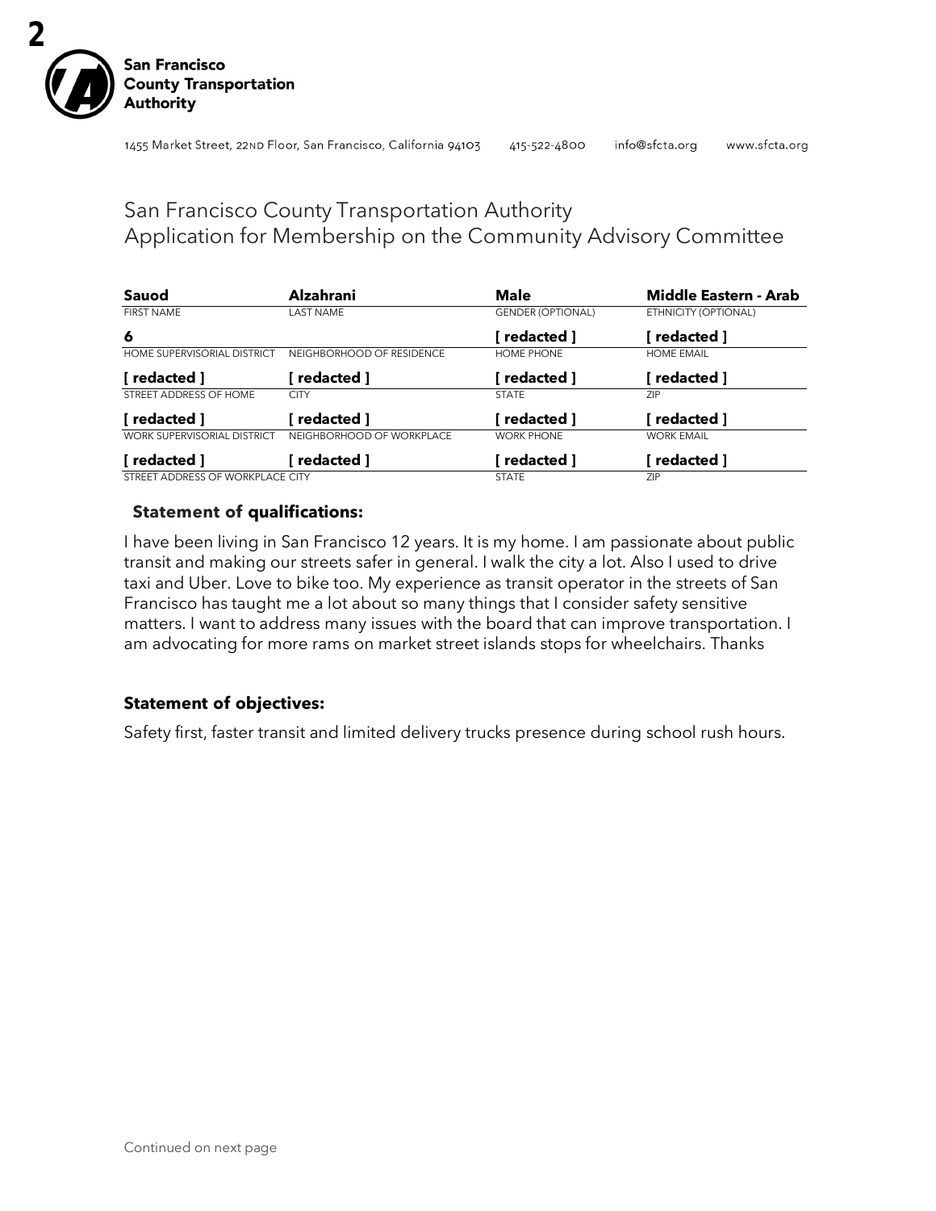San Francisco County Transportation Authority

1455 Market Street, 22ND Floor, San Francisco, California 94103 415-522-4800 info@sfcta.org www.sfcta.org

# San Francisco County Transportation Authority
## Application for Membership on the Community Advisory Committee

| **Sauod** | **Alzahrani** | **Male** | **Middle Eastern - Arab** |
|---|---|---|---|
| FIRST NAME | LAST NAME | GENDER (OPTIONAL) | ETHNICITY (OPTIONAL) |
| **6** | | **[ redacted ]** | **[ redacted ]** |
| HOME SUPERVISORIAL DISTRICT | NEIGHBORHOOD OF RESIDENCE | HOME PHONE | HOME EMAIL |
| **[ redacted ]** | **[ redacted ]** | **[ redacted ]** | **[ redacted ]** |
| STREET ADDRESS OF HOME | CITY | STATE | ZIP |
| **[ redacted ]** | **[ redacted ]** | **[ redacted ]** | **[ redacted ]** |
| WORK SUPERVISORIAL DISTRICT | NEIGHBORHOOD OF WORKPLACE | WORK PHONE | WORK EMAIL |
| **[ redacted ]** | **[ redacted ]** | **[ redacted ]** | **[ redacted ]** |
| STREET ADDRESS OF WORKPLACE | CITY | STATE | ZIP |

### Statement of qualifications:

I have been living in San Francisco 12 years. It is my home. I am passionate about public transit and making our streets safer in general. I walk the city a lot. Also I used to drive taxi and Uber. Love to bike too. My experience as transit operator in the streets of San Francisco has taught me a lot about so many things that I consider safety sensitive matters. I want to address many issues with the board that can improve transportation. I am advocating for more rams on market street islands stops for wheelchairs. Thanks

### Statement of objectives:

Safety first, faster transit and limited delivery trucks presence during school rush hours.

Continued on next page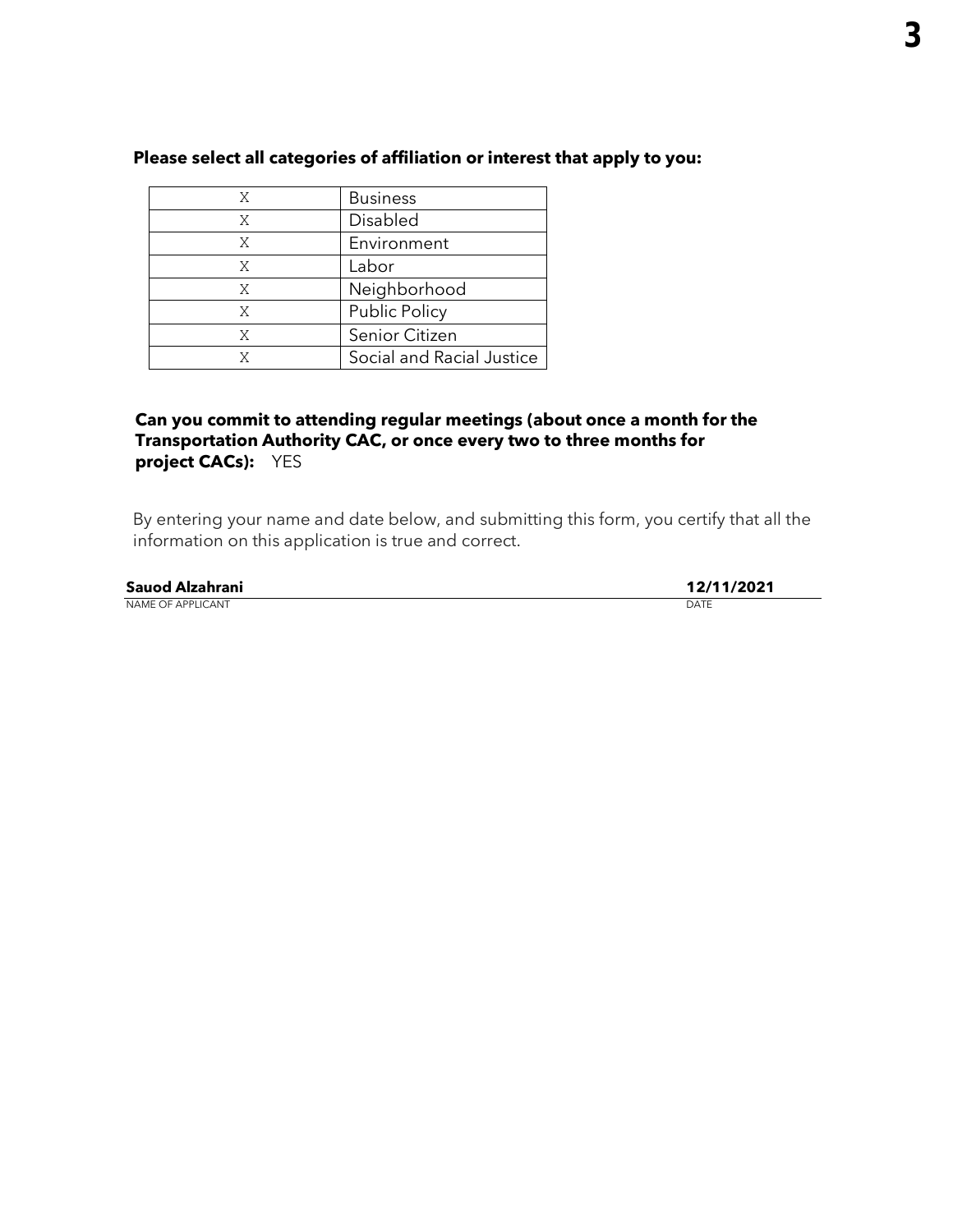**Please select all categories of affiliation or interest that apply to you:**

| | |
|---|---|
| X | Business |
| X | Disabled |
| X | Environment |
| X | Labor |
| X | Neighborhood |
| X | Public Policy |
| X | Senior Citizen |
| X | Social and Racial Justice |

**Can you commit to attending regular meetings (about once a month for the Transportation Authority CAC, or once every two to three months for project CACs):** YES

By entering your name and date below, and submitting this form, you certify that all the information on this application is true and correct.

**Sauod Alzahrani** — NAME OF APPLICANT

**12/11/2021** — DATE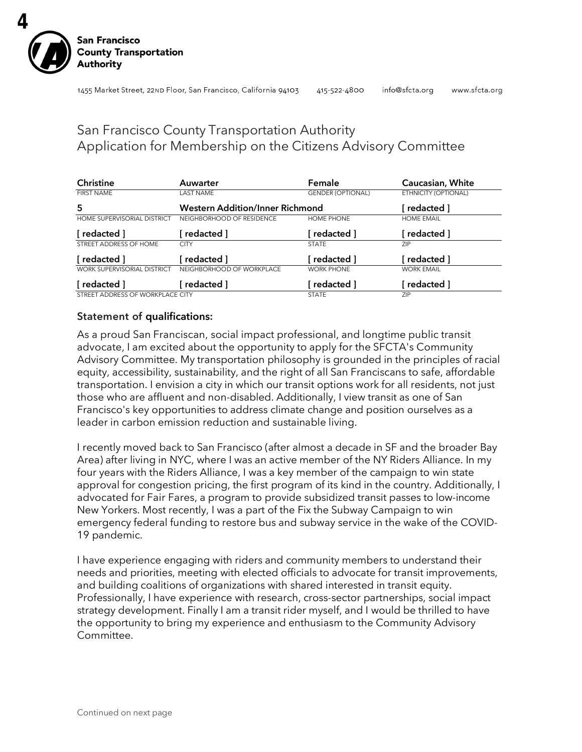San Francisco County Transportation Authority

1455 Market Street, 22ND Floor, San Francisco, California 94103 415-522-4800 info@sfcta.org www.sfcta.org

# San Francisco County Transportation Authority Application for Membership on the Citizens Advisory Committee

| Christine | Auwarter | Female | Caucasian, White |
|---|---|---|---|
| FIRST NAME | LAST NAME | GENDER (OPTIONAL) | ETHNICITY (OPTIONAL) |
| 5 | Western Addition/Inner Richmond | | [ redacted ] |
| HOME SUPERVISORIAL DISTRICT | NEIGHBORHOOD OF RESIDENCE | HOME PHONE | HOME EMAIL |
| [ redacted ] | [ redacted ] | [ redacted ] | [ redacted ] |
| STREET ADDRESS OF HOME | CITY | STATE | ZIP |
| [ redacted ] | [ redacted ] | [ redacted ] | [ redacted ] |
| WORK SUPERVISORIAL DISTRICT | NEIGHBORHOOD OF WORKPLACE | WORK PHONE | WORK EMAIL |
| [ redacted ] | [ redacted ] | [ redacted ] | [ redacted ] |
| STREET ADDRESS OF WORKPLACE | CITY | STATE | ZIP |

### Statement of qualifications:

As a proud San Franciscan, social impact professional, and longtime public transit advocate, I am excited about the opportunity to apply for the SFCTA's Community Advisory Committee. My transportation philosophy is grounded in the principles of racial equity, accessibility, sustainability, and the right of all San Franciscans to safe, affordable transportation. I envision a city in which our transit options work for all residents, not just those who are affluent and non-disabled. Additionally, I view transit as one of San Francisco's key opportunities to address climate change and position ourselves as a leader in carbon emission reduction and sustainable living.

I recently moved back to San Francisco (after almost a decade in SF and the broader Bay Area) after living in NYC, where I was an active member of the NY Riders Alliance. In my four years with the Riders Alliance, I was a key member of the campaign to win state approval for congestion pricing, the first program of its kind in the country. Additionally, I advocated for Fair Fares, a program to provide subsidized transit passes to low-income New Yorkers. Most recently, I was a part of the Fix the Subway Campaign to win emergency federal funding to restore bus and subway service in the wake of the COVID-19 pandemic.

I have experience engaging with riders and community members to understand their needs and priorities, meeting with elected officials to advocate for transit improvements, and building coalitions of organizations with shared interested in transit equity. Professionally, I have experience with research, cross-sector partnerships, social impact strategy development. Finally I am a transit rider myself, and I would be thrilled to have the opportunity to bring my experience and enthusiasm to the Community Advisory Committee.

Continued on next page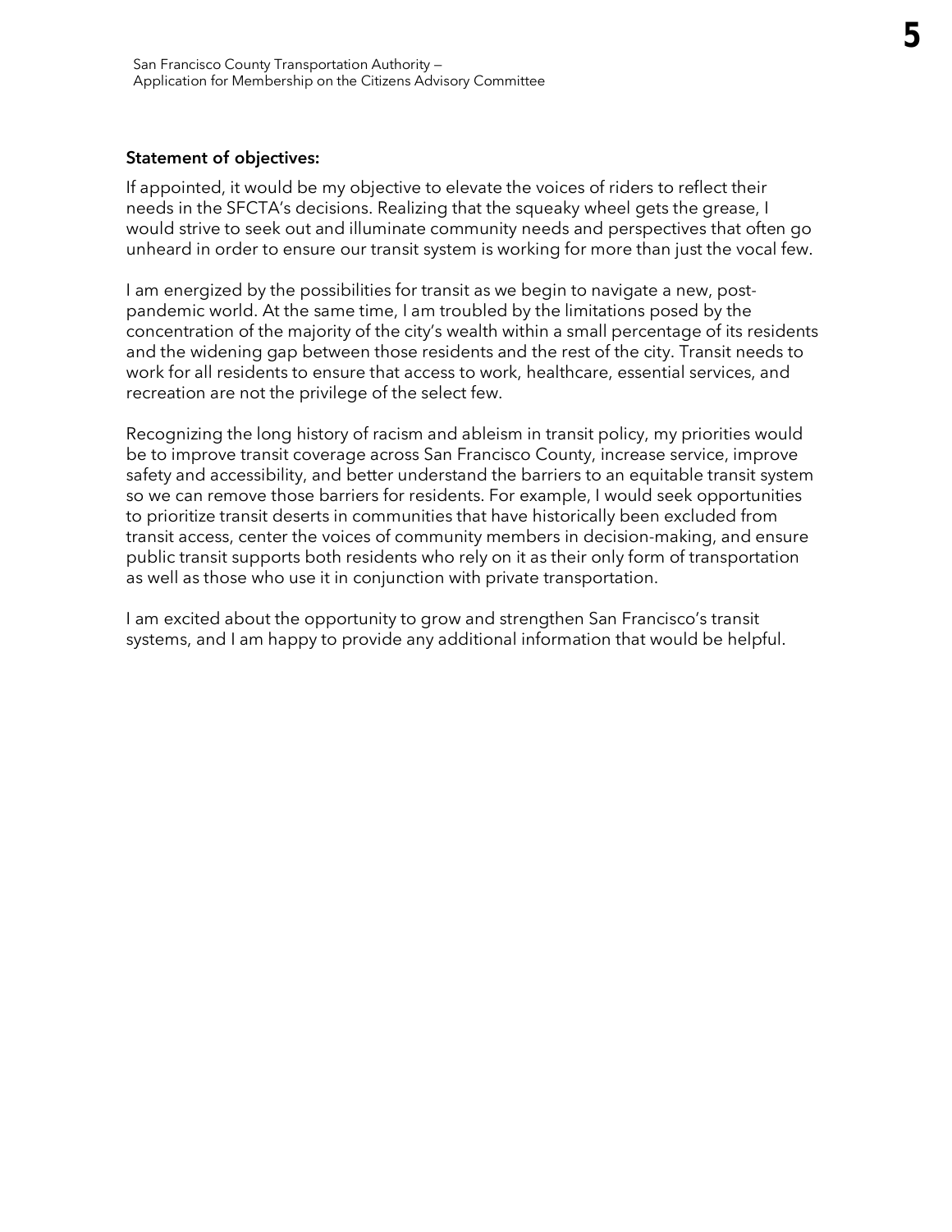**Statement of objectives:**

If appointed, it would be my objective to elevate the voices of riders to reflect their needs in the SFCTA's decisions. Realizing that the squeaky wheel gets the grease, I would strive to seek out and illuminate community needs and perspectives that often go unheard in order to ensure our transit system is working for more than just the vocal few.

I am energized by the possibilities for transit as we begin to navigate a new, post-pandemic world. At the same time, I am troubled by the limitations posed by the concentration of the majority of the city's wealth within a small percentage of its residents and the widening gap between those residents and the rest of the city. Transit needs to work for all residents to ensure that access to work, healthcare, essential services, and recreation are not the privilege of the select few.

Recognizing the long history of racism and ableism in transit policy, my priorities would be to improve transit coverage across San Francisco County, increase service, improve safety and accessibility, and better understand the barriers to an equitable transit system so we can remove those barriers for residents. For example, I would seek opportunities to prioritize transit deserts in communities that have historically been excluded from transit access, center the voices of community members in decision-making, and ensure public transit supports both residents who rely on it as their only form of transportation as well as those who use it in conjunction with private transportation.

I am excited about the opportunity to grow and strengthen San Francisco's transit systems, and I am happy to provide any additional information that would be helpful.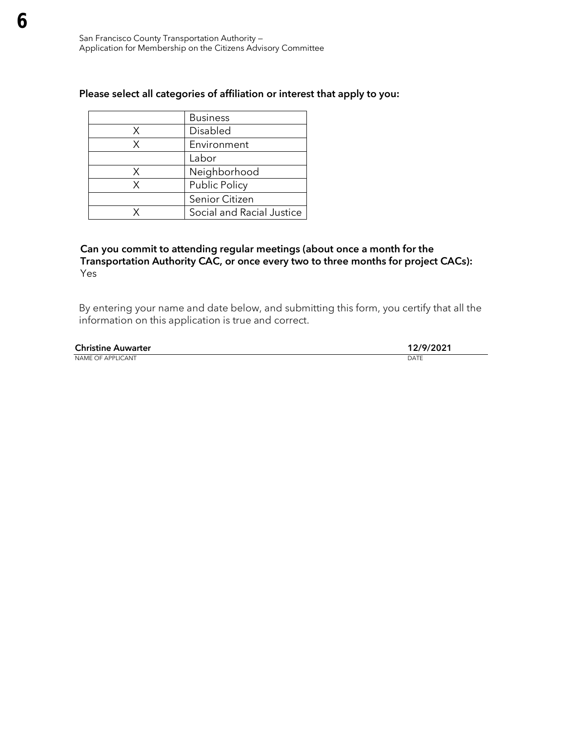**Please select all categories of affiliation or interest that apply to you:**

| | |
|---|---|
| | Business |
| X | Disabled |
| X | Environment |
| | Labor |
| X | Neighborhood |
| X | Public Policy |
| | Senior Citizen |
| X | Social and Racial Justice |

**Can you commit to attending regular meetings (about once a month for the Transportation Authority CAC, or once every two to three months for project CACs):**
Yes

By entering your name and date below, and submitting this form, you certify that all the information on this application is true and correct.

| **Christine Auwarter** | **12/9/2021** |
|---|---|
| NAME OF APPLICANT | DATE |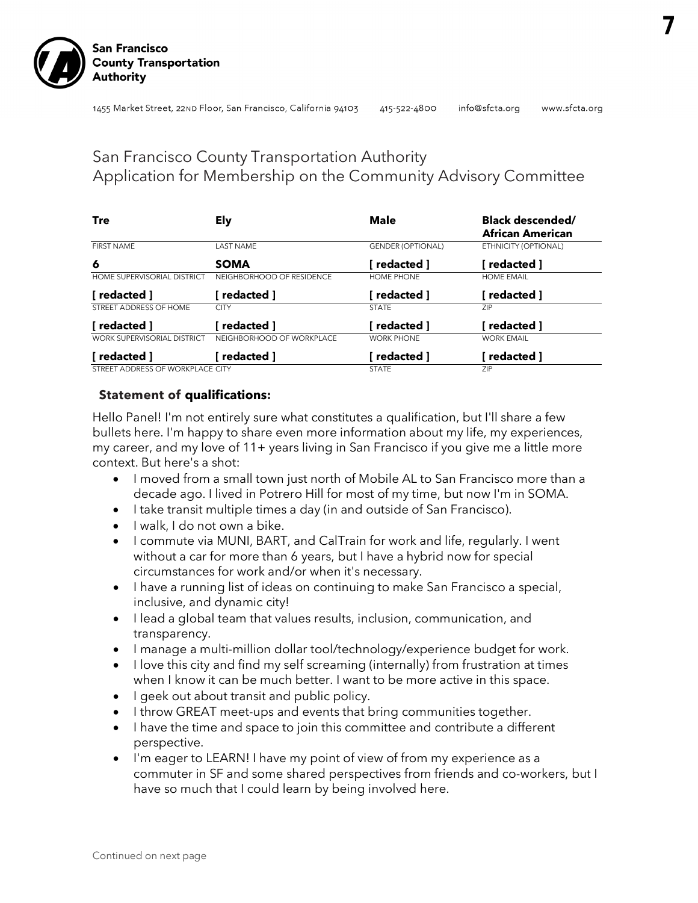San Francisco County Transportation Authority

1455 Market Street, 22ND Floor, San Francisco, California 94103 415-522-4800 info@sfcta.org www.sfcta.org

# San Francisco County Transportation Authority Application for Membership on the Community Advisory Committee

| **Tre** | **Ely** | **Male** | **Black descended/ African American** |
|---|---|---|---|
| FIRST NAME | LAST NAME | GENDER (OPTIONAL) | ETHNICITY (OPTIONAL) |
| **6** | **SOMA** | **[ redacted ]** | **[ redacted ]** |
| HOME SUPERVISORIAL DISTRICT | NEIGHBORHOOD OF RESIDENCE | HOME PHONE | HOME EMAIL |
| **[ redacted ]** | **[ redacted ]** | **[ redacted ]** | **[ redacted ]** |
| STREET ADDRESS OF HOME | CITY | STATE | ZIP |
| **[ redacted ]** | **[ redacted ]** | **[ redacted ]** | **[ redacted ]** |
| WORK SUPERVISORIAL DISTRICT | NEIGHBORHOOD OF WORKPLACE | WORK PHONE | WORK EMAIL |
| **[ redacted ]** | **[ redacted ]** | **[ redacted ]** | **[ redacted ]** |
| STREET ADDRESS OF WORKPLACE | CITY | STATE | ZIP |

**Statement of qualifications:**

Hello Panel! I'm not entirely sure what constitutes a qualification, but I'll share a few bullets here. I'm happy to share even more information about my life, my experiences, my career, and my love of 11+ years living in San Francisco if you give me a little more context. But here's a shot:

- I moved from a small town just north of Mobile AL to San Francisco more than a decade ago. I lived in Potrero Hill for most of my time, but now I'm in SOMA.
- I take transit multiple times a day (in and outside of San Francisco).
- I walk, I do not own a bike.
- I commute via MUNI, BART, and CalTrain for work and life, regularly. I went without a car for more than 6 years, but I have a hybrid now for special circumstances for work and/or when it's necessary.
- I have a running list of ideas on continuing to make San Francisco a special, inclusive, and dynamic city!
- I lead a global team that values results, inclusion, communication, and transparency.
- I manage a multi-million dollar tool/technology/experience budget for work.
- I love this city and find my self screaming (internally) from frustration at times when I know it can be much better. I want to be more active in this space.
- I geek out about transit and public policy.
- I throw GREAT meet-ups and events that bring communities together.
- I have the time and space to join this committee and contribute a different perspective.
- I'm eager to LEARN! I have my point of view of from my experience as a commuter in SF and some shared perspectives from friends and co-workers, but I have so much that I could learn by being involved here.

Continued on next page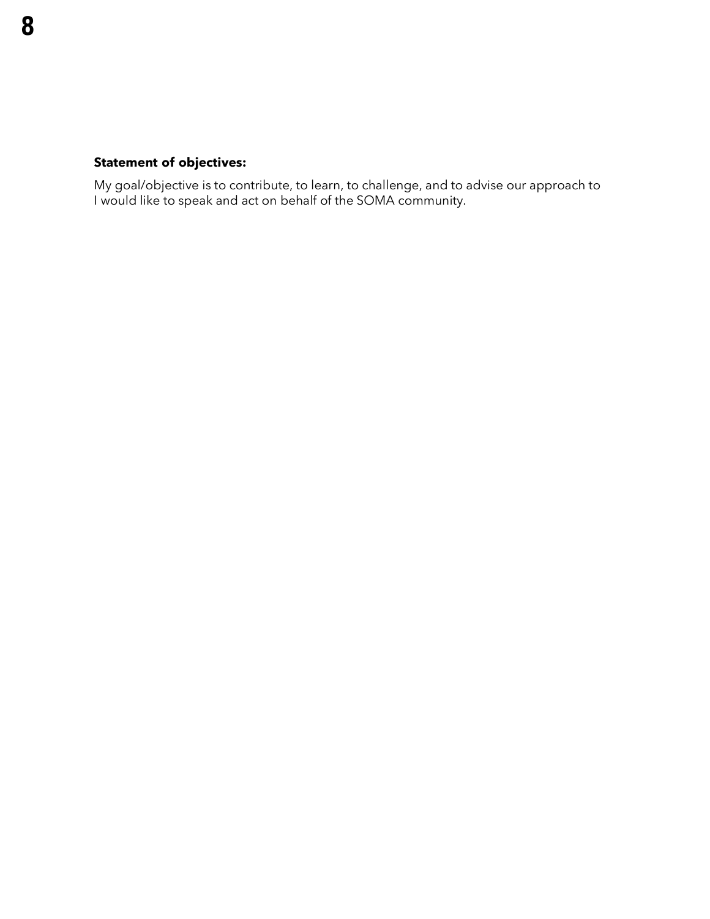**Statement of objectives:**

My goal/objective is to contribute, to learn, to challenge, and to advise our approach to I would like to speak and act on behalf of the SOMA community.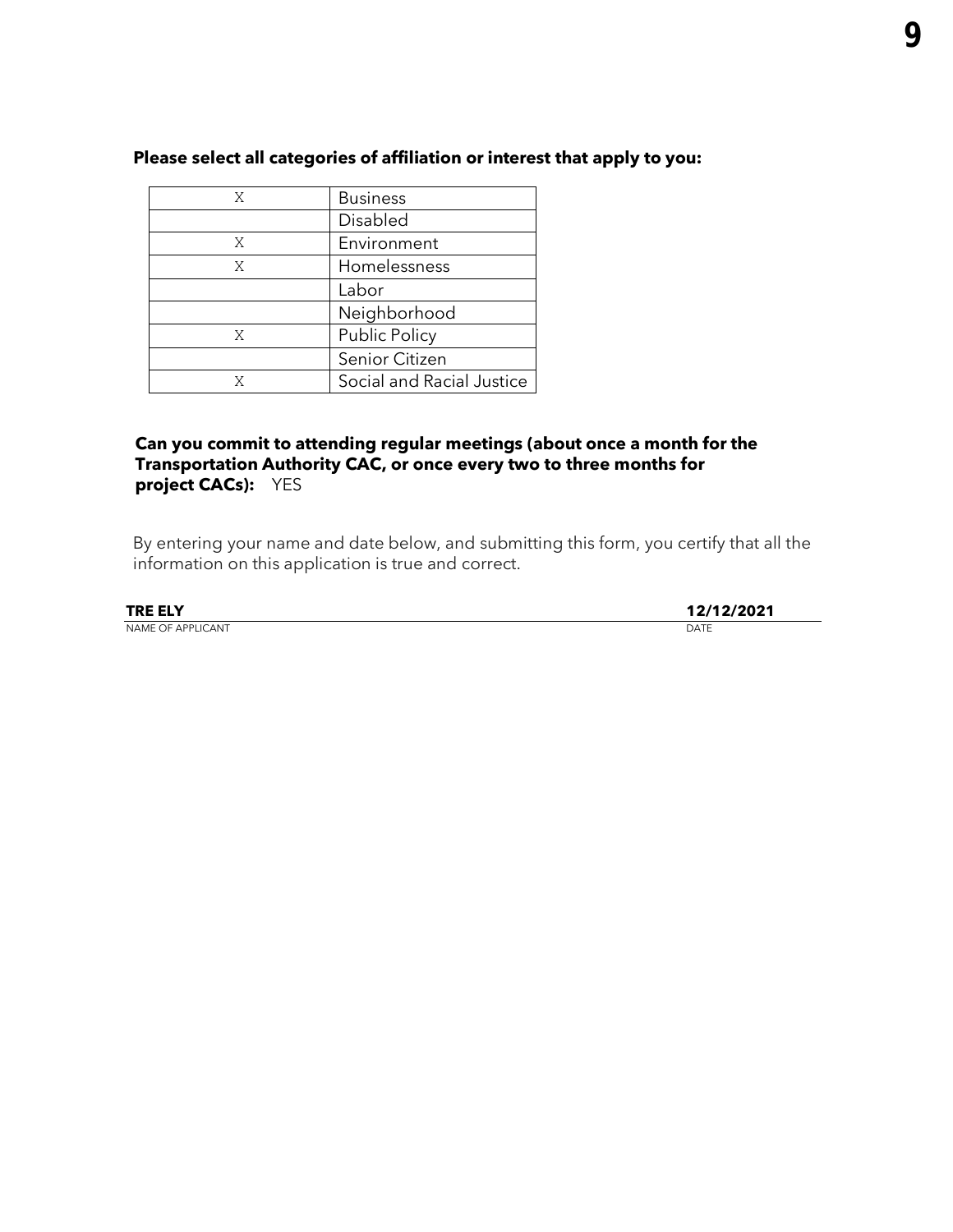**Please select all categories of affiliation or interest that apply to you:**

| | |
|---|---|
| X | Business |
| | Disabled |
| X | Environment |
| X | Homelessness |
| | Labor |
| | Neighborhood |
| X | Public Policy |
| | Senior Citizen |
| X | Social and Racial Justice |

**Can you commit to attending regular meetings (about once a month for the Transportation Authority CAC, or once every two to three months for project CACs):** YES

By entering your name and date below, and submitting this form, you certify that all the information on this application is true and correct.

**TRE ELY** — NAME OF APPLICANT

**12/12/2021** — DATE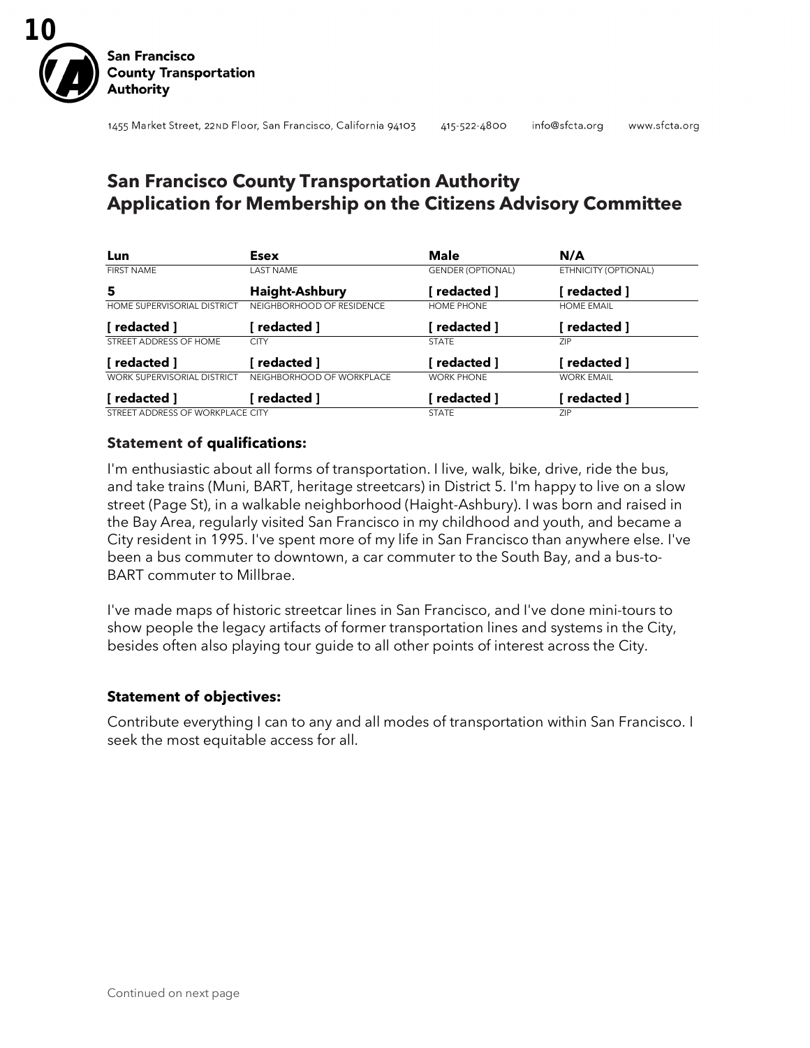**San Francisco County Transportation Authority**

1455 Market Street, 22ND Floor, San Francisco, California 94103 415-522-4800 info@sfcta.org www.sfcta.org

# San Francisco County Transportation Authority Application for Membership on the Citizens Advisory Committee

| **Lun** | **Esex** | **Male** | **N/A** |
|---|---|---|---|
| FIRST NAME | LAST NAME | GENDER (OPTIONAL) | ETHNICITY (OPTIONAL) |
| **5** | **Haight-Ashbury** | **[ redacted ]** | **[ redacted ]** |
| HOME SUPERVISORIAL DISTRICT | NEIGHBORHOOD OF RESIDENCE | HOME PHONE | HOME EMAIL |
| **[ redacted ]** | **[ redacted ]** | **[ redacted ]** | **[ redacted ]** |
| STREET ADDRESS OF HOME | CITY | STATE | ZIP |
| **[ redacted ]** | **[ redacted ]** | **[ redacted ]** | **[ redacted ]** |
| WORK SUPERVISORIAL DISTRICT | NEIGHBORHOOD OF WORKPLACE | WORK PHONE | WORK EMAIL |
| **[ redacted ]** | **[ redacted ]** | **[ redacted ]** | **[ redacted ]** |
| STREET ADDRESS OF WORKPLACE | CITY | STATE | ZIP |

### Statement of qualifications:

I'm enthusiastic about all forms of transportation. I live, walk, bike, drive, ride the bus, and take trains (Muni, BART, heritage streetcars) in District 5. I'm happy to live on a slow street (Page St), in a walkable neighborhood (Haight-Ashbury). I was born and raised in the Bay Area, regularly visited San Francisco in my childhood and youth, and became a City resident in 1995. I've spent more of my life in San Francisco than anywhere else. I've been a bus commuter to downtown, a car commuter to the South Bay, and a bus-to-BART commuter to Millbrae.

I've made maps of historic streetcar lines in San Francisco, and I've done mini-tours to show people the legacy artifacts of former transportation lines and systems in the City, besides often also playing tour guide to all other points of interest across the City.

### Statement of objectives:

Contribute everything I can to any and all modes of transportation within San Francisco. I seek the most equitable access for all.

Continued on next page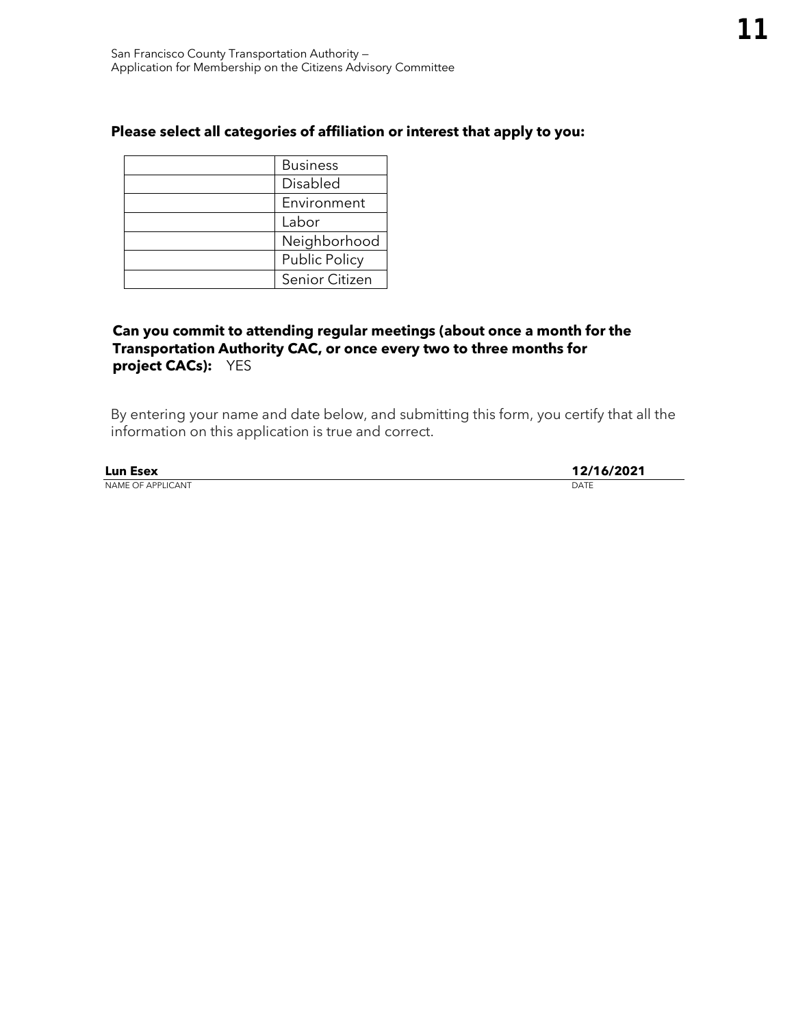**Please select all categories of affiliation or interest that apply to you:**

| | |
|---|---|
| | Business |
| | Disabled |
| | Environment |
| | Labor |
| | Neighborhood |
| | Public Policy |
| | Senior Citizen |

**Can you commit to attending regular meetings (about once a month for the Transportation Authority CAC, or once every two to three months for project CACs):** YES

By entering your name and date below, and submitting this form, you certify that all the information on this application is true and correct.

**Lun Esex** — NAME OF APPLICANT

**12/16/2021** — DATE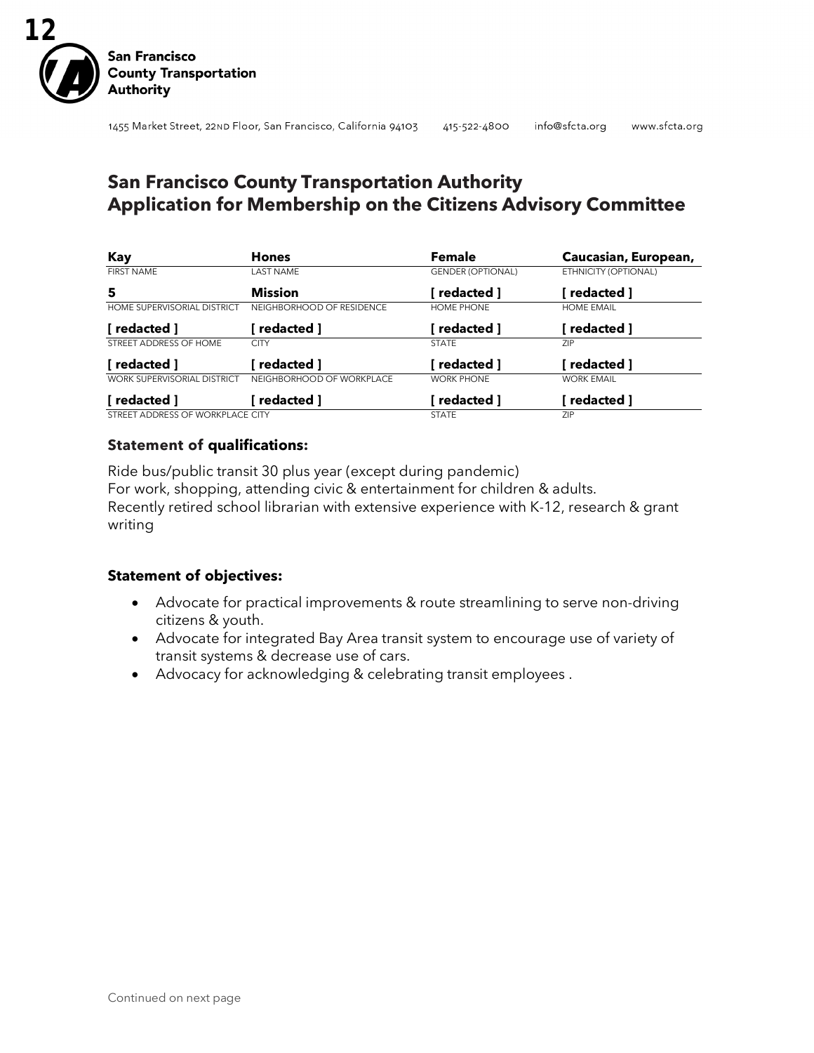**San Francisco County Transportation Authority**

1455 Market Street, 22ND Floor, San Francisco, California 94103 415-522-4800 info@sfcta.org www.sfcta.org

# San Francisco County Transportation Authority
# Application for Membership on the Citizens Advisory Committee

| Kay | Hones | Female | Caucasian, European, |
|---|---|---|---|
| FIRST NAME | LAST NAME | GENDER (OPTIONAL) | ETHNICITY (OPTIONAL) |
| **5** | **Mission** | **[ redacted ]** | **[ redacted ]** |
| HOME SUPERVISORIAL DISTRICT | NEIGHBORHOOD OF RESIDENCE | HOME PHONE | HOME EMAIL |
| **[ redacted ]** | **[ redacted ]** | **[ redacted ]** | **[ redacted ]** |
| STREET ADDRESS OF HOME | CITY | STATE | ZIP |
| **[ redacted ]** | **[ redacted ]** | **[ redacted ]** | **[ redacted ]** |
| WORK SUPERVISORIAL DISTRICT | NEIGHBORHOOD OF WORKPLACE | WORK PHONE | WORK EMAIL |
| **[ redacted ]** | **[ redacted ]** | **[ redacted ]** | **[ redacted ]** |
| STREET ADDRESS OF WORKPLACE | CITY | STATE | ZIP |

### Statement of qualifications:

Ride bus/public transit 30 plus year (except during pandemic)
For work, shopping, attending civic & entertainment for children & adults.
Recently retired school librarian with extensive experience with K-12, research & grant writing

### Statement of objectives:

- Advocate for practical improvements & route streamlining to serve non-driving citizens & youth.
- Advocate for integrated Bay Area transit system to encourage use of variety of transit systems & decrease use of cars.
- Advocacy for acknowledging & celebrating transit employees .

Continued on next page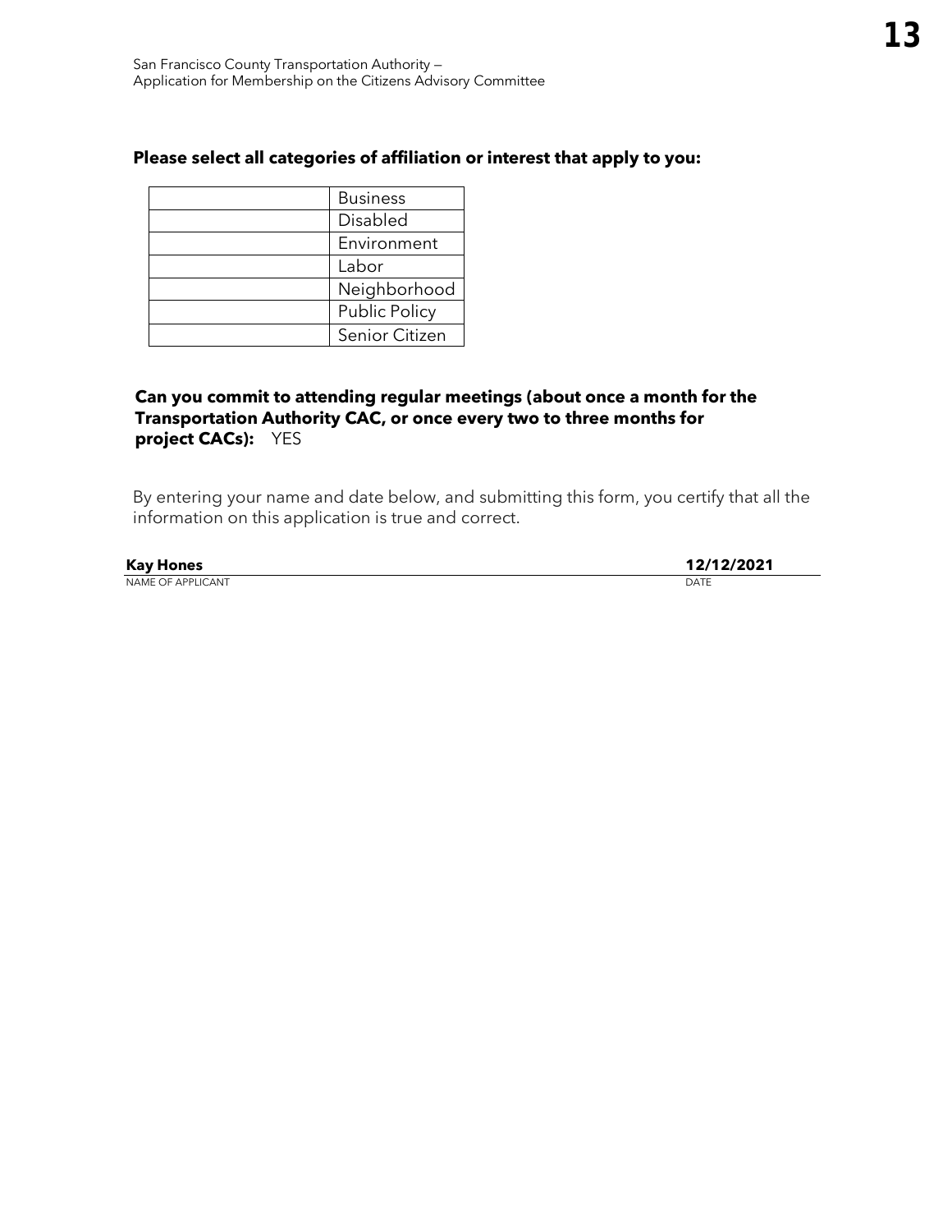**Please select all categories of affiliation or interest that apply to you:**

| | |
|---|---|
| | Business |
| | Disabled |
| | Environment |
| | Labor |
| | Neighborhood |
| | Public Policy |
| | Senior Citizen |

**Can you commit to attending regular meetings (about once a month for the Transportation Authority CAC, or once every two to three months for project CACs):** YES

By entering your name and date below, and submitting this form, you certify that all the information on this application is true and correct.

**Kay Hones** — **12/12/2021**

NAME OF APPLICANT — DATE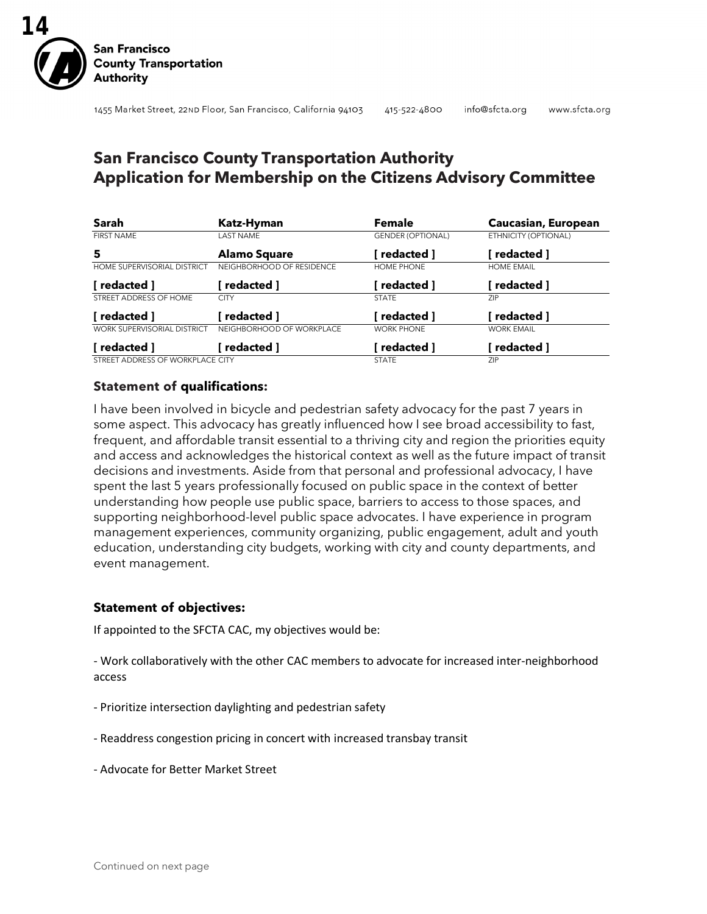**San Francisco County Transportation Authority**

1455 Market Street, 22ND Floor, San Francisco, California 94103 415-522-4800 info@sfcta.org www.sfcta.org

# San Francisco County Transportation Authority Application for Membership on the Citizens Advisory Committee

| **Sarah** | **Katz-Hyman** | **Female** | **Caucasian, European** |
|---|---|---|---|
| FIRST NAME | LAST NAME | GENDER (OPTIONAL) | ETHNICITY (OPTIONAL) |
| **5** | **Alamo Square** | **[ redacted ]** | **[ redacted ]** |
| HOME SUPERVISORIAL DISTRICT | NEIGHBORHOOD OF RESIDENCE | HOME PHONE | HOME EMAIL |
| **[ redacted ]** | **[ redacted ]** | **[ redacted ]** | **[ redacted ]** |
| STREET ADDRESS OF HOME | CITY | STATE | ZIP |
| **[ redacted ]** | **[ redacted ]** | **[ redacted ]** | **[ redacted ]** |
| WORK SUPERVISORIAL DISTRICT | NEIGHBORHOOD OF WORKPLACE | WORK PHONE | WORK EMAIL |
| **[ redacted ]** | **[ redacted ]** | **[ redacted ]** | **[ redacted ]** |
| STREET ADDRESS OF WORKPLACE | CITY | STATE | ZIP |

### Statement of qualifications:

I have been involved in bicycle and pedestrian safety advocacy for the past 7 years in some aspect. This advocacy has greatly influenced how I see broad accessibility to fast, frequent, and affordable transit essential to a thriving city and region the priorities equity and access and acknowledges the historical context as well as the future impact of transit decisions and investments. Aside from that personal and professional advocacy, I have spent the last 5 years professionally focused on public space in the context of better understanding how people use public space, barriers to access to those spaces, and supporting neighborhood-level public space advocates. I have experience in program management experiences, community organizing, public engagement, adult and youth education, understanding city budgets, working with city and county departments, and event management.

### Statement of objectives:

If appointed to the SFCTA CAC, my objectives would be:

- Work collaboratively with the other CAC members to advocate for increased inter-neighborhood access

- Prioritize intersection daylighting and pedestrian safety

- Readdress congestion pricing in concert with increased transbay transit

- Advocate for Better Market Street

Continued on next page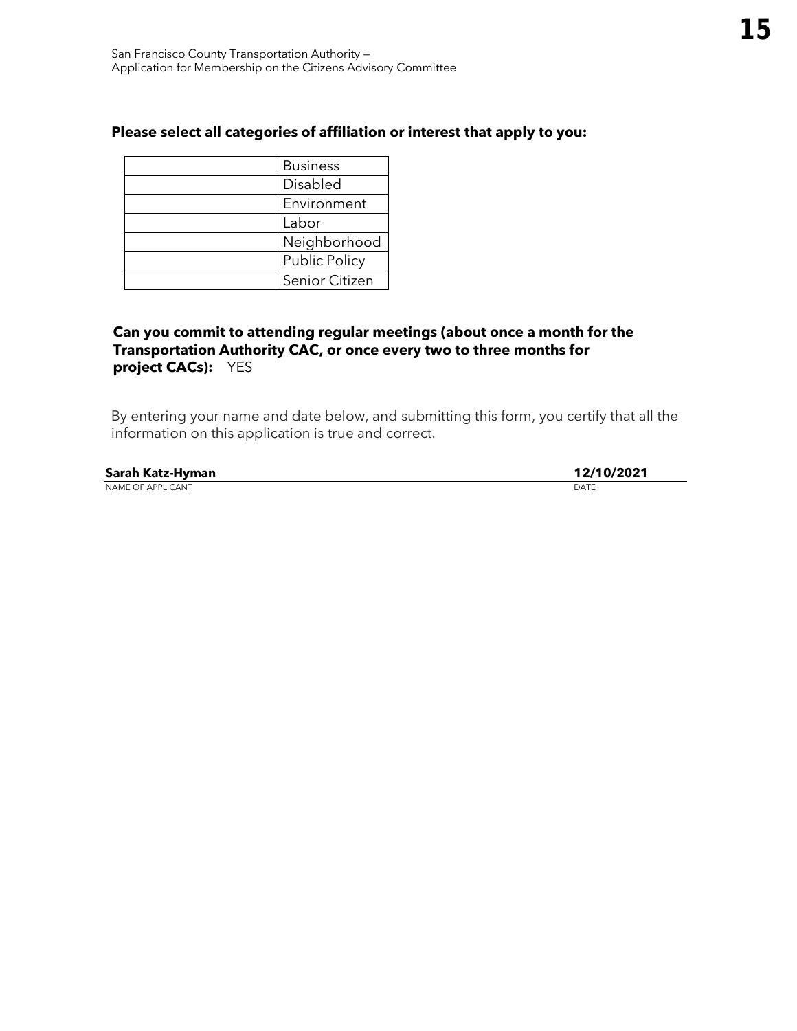**Please select all categories of affiliation or interest that apply to you:**

| | |
|---|---|
| | Business |
| | Disabled |
| | Environment |
| | Labor |
| | Neighborhood |
| | Public Policy |
| | Senior Citizen |

**Can you commit to attending regular meetings (about once a month for the Transportation Authority CAC, or once every two to three months for project CACs):** YES

By entering your name and date below, and submitting this form, you certify that all the information on this application is true and correct.

**Sarah Katz-Hyman** — NAME OF APPLICANT

**12/10/2021** — DATE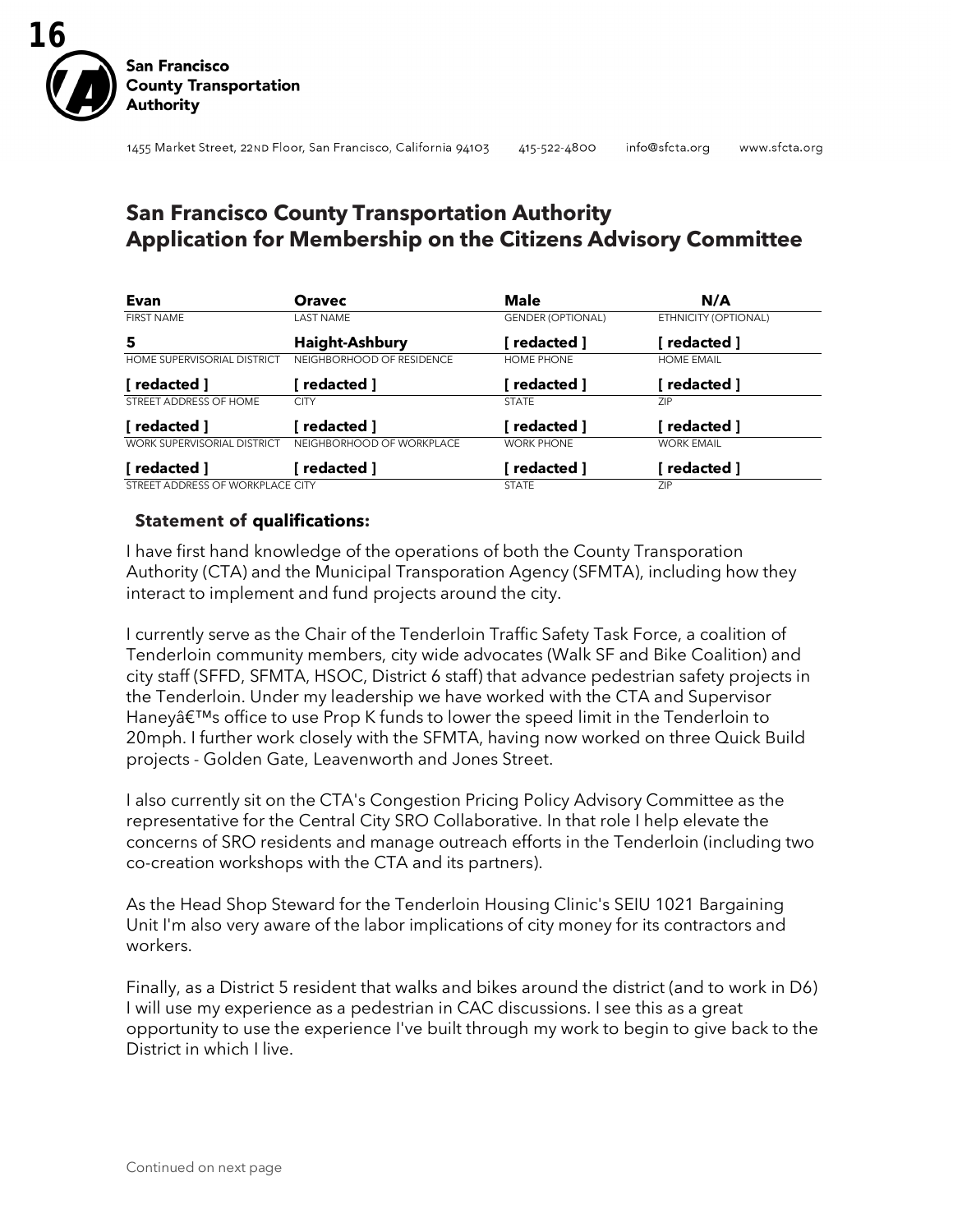San Francisco County Transportation Authority

1455 Market Street, 22ND Floor, San Francisco, California 94103 415-522-4800 info@sfcta.org www.sfcta.org

# San Francisco County Transportation Authority Application for Membership on the Citizens Advisory Committee

| **Evan** | **Oravec** | **Male** | **N/A** |
|---|---|---|---|
| FIRST NAME | LAST NAME | GENDER (OPTIONAL) | ETHNICITY (OPTIONAL) |
| **5** | **Haight-Ashbury** | **[ redacted ]** | **[ redacted ]** |
| HOME SUPERVISORIAL DISTRICT | NEIGHBORHOOD OF RESIDENCE | HOME PHONE | HOME EMAIL |
| **[ redacted ]** | **[ redacted ]** | **[ redacted ]** | **[ redacted ]** |
| STREET ADDRESS OF HOME | CITY | STATE | ZIP |
| **[ redacted ]** | **[ redacted ]** | **[ redacted ]** | **[ redacted ]** |
| WORK SUPERVISORIAL DISTRICT | NEIGHBORHOOD OF WORKPLACE | WORK PHONE | WORK EMAIL |
| **[ redacted ]** | **[ redacted ]** | **[ redacted ]** | **[ redacted ]** |
| STREET ADDRESS OF WORKPLACE | CITY | STATE | ZIP |

**Statement of qualifications:**

I have first hand knowledge of the operations of both the County Transporation Authority (CTA) and the Municipal Transporation Agency (SFMTA), including how they interact to implement and fund projects around the city.

I currently serve as the Chair of the Tenderloin Traffic Safety Task Force, a coalition of Tenderloin community members, city wide advocates (Walk SF and Bike Coalition) and city staff (SFFD, SFMTA, HSOC, District 6 staff) that advance pedestrian safety projects in the Tenderloin. Under my leadership we have worked with the CTA and Supervisor Haneyâ€™s office to use Prop K funds to lower the speed limit in the Tenderloin to 20mph. I further work closely with the SFMTA, having now worked on three Quick Build projects - Golden Gate, Leavenworth and Jones Street.

I also currently sit on the CTA's Congestion Pricing Policy Advisory Committee as the representative for the Central City SRO Collaborative. In that role I help elevate the concerns of SRO residents and manage outreach efforts in the Tenderloin (including two co-creation workshops with the CTA and its partners).

As the Head Shop Steward for the Tenderloin Housing Clinic's SEIU 1021 Bargaining Unit I'm also very aware of the labor implications of city money for its contractors and workers.

Finally, as a District 5 resident that walks and bikes around the district (and to work in D6) I will use my experience as a pedestrian in CAC discussions. I see this as a great opportunity to use the experience I've built through my work to begin to give back to the District in which I live.

Continued on next page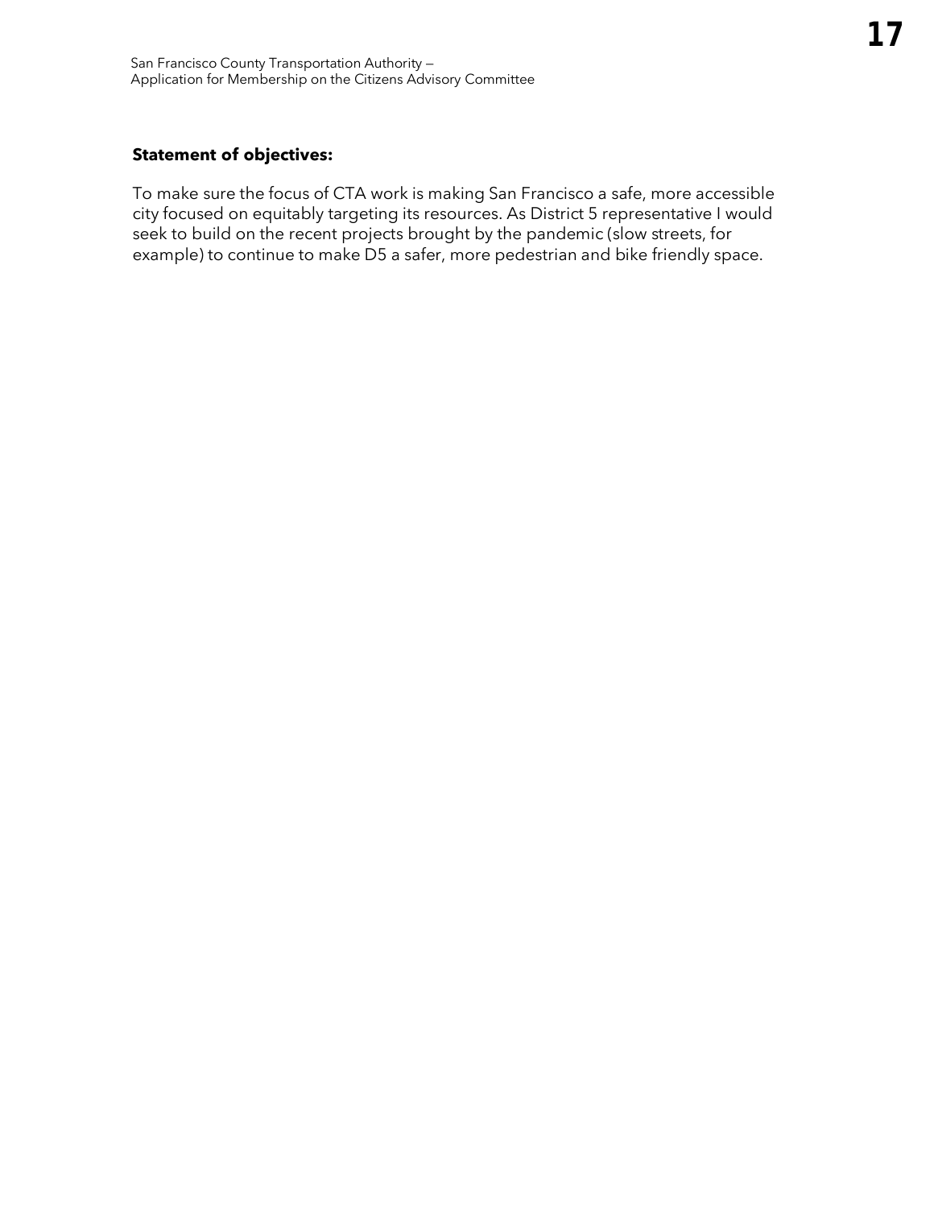**Statement of objectives:**

To make sure the focus of CTA work is making San Francisco a safe, more accessible city focused on equitably targeting its resources. As District 5 representative I would seek to build on the recent projects brought by the pandemic (slow streets, for example) to continue to make D5 a safer, more pedestrian and bike friendly space.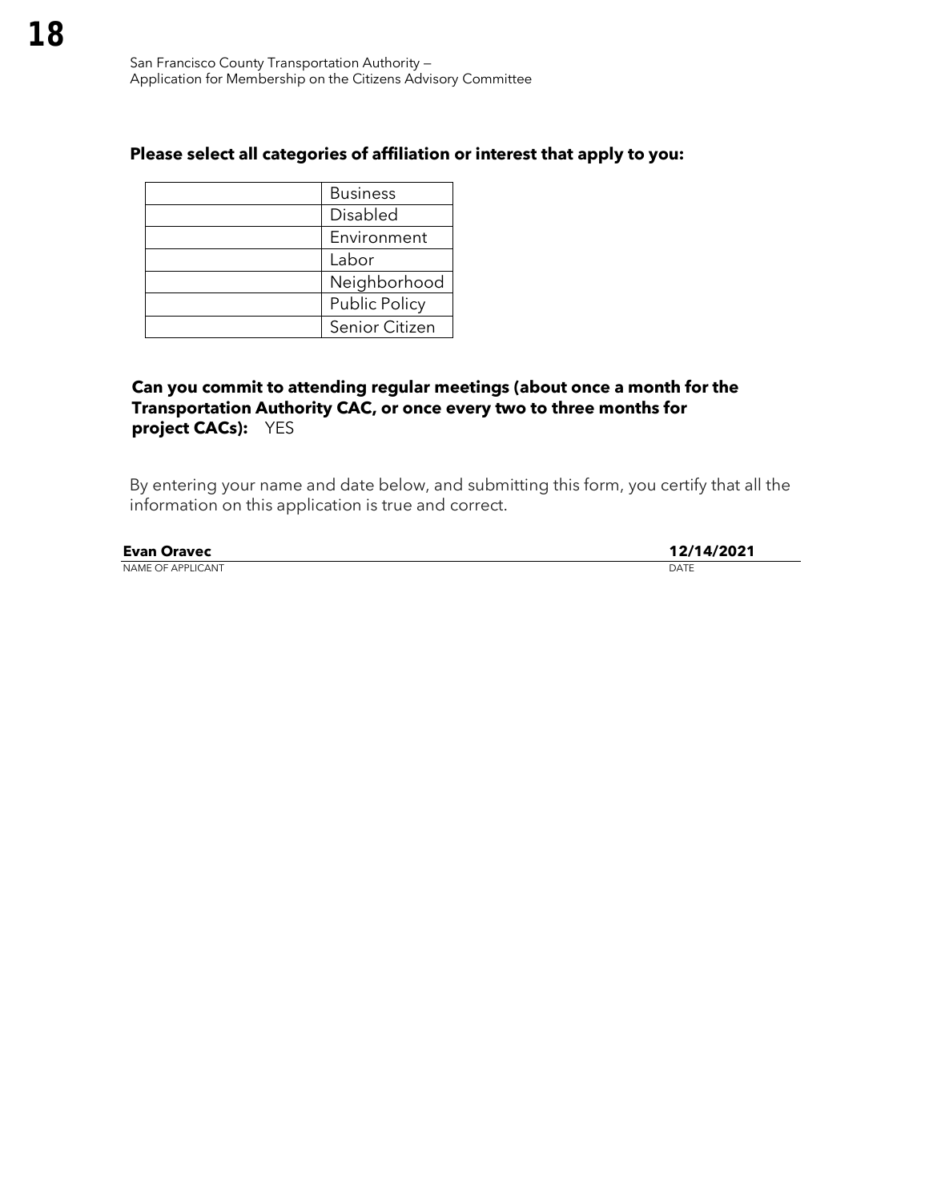**Please select all categories of affiliation or interest that apply to you:**

| | |
|---|---|
| | Business |
| | Disabled |
| | Environment |
| | Labor |
| | Neighborhood |
| | Public Policy |
| | Senior Citizen |

**Can you commit to attending regular meetings (about once a month for the Transportation Authority CAC, or once every two to three months for project CACs):** YES

By entering your name and date below, and submitting this form, you certify that all the information on this application is true and correct.

**Evan Oravec** — NAME OF APPLICANT

**12/14/2021** — DATE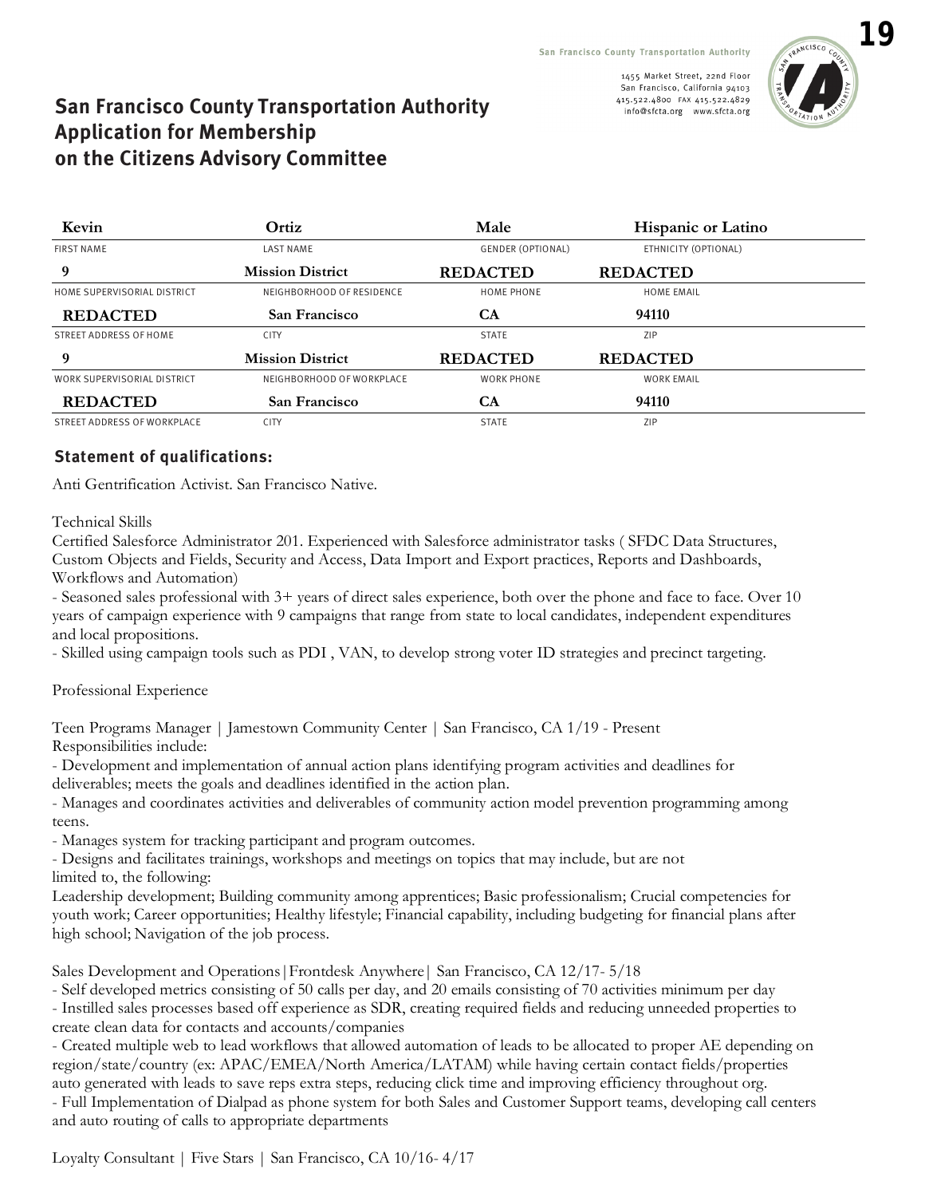San Francisco County Transportation Authority

1455 Market Street, 22nd Floor
San Francisco, California 94103
415.522.4800 FAX 415.522.4829
info@sfcta.org www.sfcta.org

## San Francisco County Transportation Authority Application for Membership on the Citizens Advisory Committee

| Kevin | Ortiz | Male | Hispanic or Latino |
|---|---|---|---|
| FIRST NAME | LAST NAME | GENDER (OPTIONAL) | ETHNICITY (OPTIONAL) |
| 9 | Mission District | REDACTED | REDACTED |
| HOME SUPERVISORIAL DISTRICT | NEIGHBORHOOD OF RESIDENCE | HOME PHONE | HOME EMAIL |
| REDACTED | San Francisco | CA | 94110 |
| STREET ADDRESS OF HOME | CITY | STATE | ZIP |
| 9 | Mission District | REDACTED | REDACTED |
| WORK SUPERVISORIAL DISTRICT | NEIGHBORHOOD OF WORKPLACE | WORK PHONE | WORK EMAIL |
| REDACTED | San Francisco | CA | 94110 |
| STREET ADDRESS OF WORKPLACE | CITY | STATE | ZIP |

### Statement of qualifications:

Anti Gentrification Activist. San Francisco Native.

Technical Skills

Certified Salesforce Administrator 201. Experienced with Salesforce administrator tasks ( SFDC Data Structures, Custom Objects and Fields, Security and Access, Data Import and Export practices, Reports and Dashboards, Workflows and Automation)

- Seasoned sales professional with 3+ years of direct sales experience, both over the phone and face to face. Over 10 years of campaign experience with 9 campaigns that range from state to local candidates, independent expenditures and local propositions.
- Skilled using campaign tools such as PDI , VAN, to develop strong voter ID strategies and precinct targeting.

Professional Experience

Teen Programs Manager | Jamestown Community Center | San Francisco, CA 1/19 - Present
Responsibilities include:

- Development and implementation of annual action plans identifying program activities and deadlines for deliverables; meets the goals and deadlines identified in the action plan.
- Manages and coordinates activities and deliverables of community action model prevention programming among teens.
- Manages system for tracking participant and program outcomes.
- Designs and facilitates trainings, workshops and meetings on topics that may include, but are not limited to, the following:

Leadership development; Building community among apprentices; Basic professionalism; Crucial competencies for youth work; Career opportunities; Healthy lifestyle; Financial capability, including budgeting for financial plans after high school; Navigation of the job process.

Sales Development and Operations|Frontdesk Anywhere| San Francisco, CA 12/17- 5/18

- Self developed metrics consisting of 50 calls per day, and 20 emails consisting of 70 activities minimum per day
- Instilled sales processes based off experience as SDR, creating required fields and reducing unneeded properties to create clean data for contacts and accounts/companies
- Created multiple web to lead workflows that allowed automation of leads to be allocated to proper AE depending on region/state/country (ex: APAC/EMEA/North America/LATAM) while having certain contact fields/properties auto generated with leads to save reps extra steps, reducing click time and improving efficiency throughout org.
- Full Implementation of Dialpad as phone system for both Sales and Customer Support teams, developing call centers and auto routing of calls to appropriate departments

Loyalty Consultant | Five Stars | San Francisco, CA 10/16- 4/17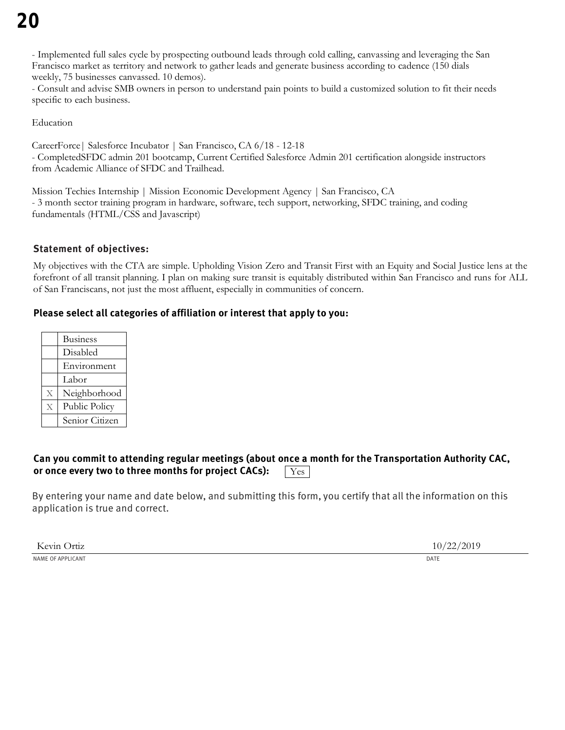- Implemented full sales cycle by prospecting outbound leads through cold calling, canvassing and leveraging the San Francisco market as territory and network to gather leads and generate business according to cadence (150 dials weekly, 75 businesses canvassed. 10 demos).
- Consult and advise SMB owners in person to understand pain points to build a customized solution to fit their needs specific to each business.

Education

CareerForce| Salesforce Incubator | San Francisco, CA 6/18 - 12-18
- CompletedSFDC admin 201 bootcamp, Current Certified Salesforce Admin 201 certification alongside instructors from Academic Alliance of SFDC and Trailhead.

Mission Techies Internship | Mission Economic Development Agency | San Francisco, CA
- 3 month sector training program in hardware, software, tech support, networking, SFDC training, and coding fundamentals (HTML/CSS and Javascript)

**Statement of objectives:**

My objectives with the CTA are simple. Upholding Vision Zero and Transit First with an Equity and Social Justice lens at the forefront of all transit planning. I plan on making sure transit is equitably distributed within San Francisco and runs for ALL of San Franciscans, not just the most affluent, especially in communities of concern.

**Please select all categories of affiliation or interest that apply to you:**

| | |
|---|---|
| | Business |
| | Disabled |
| | Environment |
| | Labor |
| X | Neighborhood |
| X | Public Policy |
| | Senior Citizen |

**Can you commit to attending regular meetings (about once a month for the Transportation Authority CAC, or once every two to three months for project CACs):** Yes

By entering your name and date below, and submitting this form, you certify that all the information on this application is true and correct.

Kevin Ortiz — 10/22/2019

NAME OF APPLICANT — DATE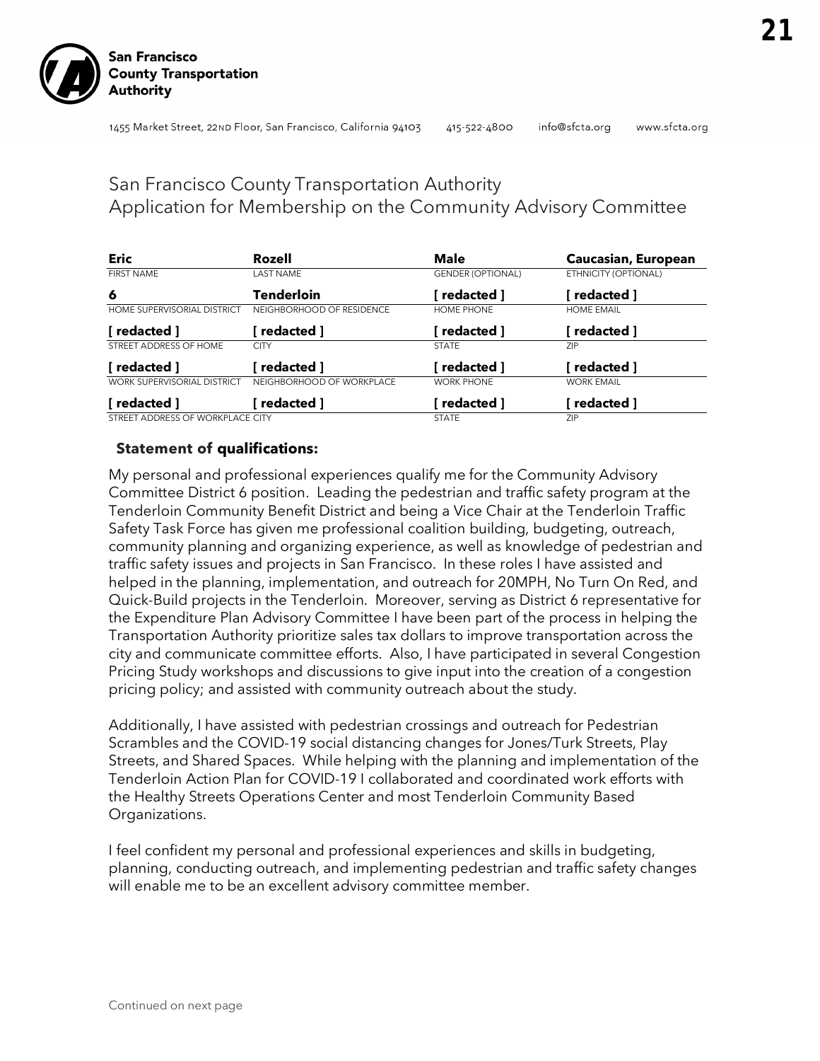San Francisco County Transportation Authority

1455 Market Street, 22ND Floor, San Francisco, California 94103    415-522-4800    info@sfcta.org    www.sfcta.org

# San Francisco County Transportation Authority
## Application for Membership on the Community Advisory Committee

| **Eric** | **Rozell** | **Male** | **Caucasian, European** |
|---|---|---|---|
| FIRST NAME | LAST NAME | GENDER (OPTIONAL) | ETHNICITY (OPTIONAL) |
| **6** | **Tenderloin** | **[ redacted ]** | **[ redacted ]** |
| HOME SUPERVISORIAL DISTRICT | NEIGHBORHOOD OF RESIDENCE | HOME PHONE | HOME EMAIL |
| **[ redacted ]** | **[ redacted ]** | **[ redacted ]** | **[ redacted ]** |
| STREET ADDRESS OF HOME | CITY | STATE | ZIP |
| **[ redacted ]** | **[ redacted ]** | **[ redacted ]** | **[ redacted ]** |
| WORK SUPERVISORIAL DISTRICT | NEIGHBORHOOD OF WORKPLACE | WORK PHONE | WORK EMAIL |
| **[ redacted ]** | **[ redacted ]** | **[ redacted ]** | **[ redacted ]** |
| STREET ADDRESS OF WORKPLACE | CITY | STATE | ZIP |

**Statement of qualifications:**

My personal and professional experiences qualify me for the Community Advisory Committee District 6 position. Leading the pedestrian and traffic safety program at the Tenderloin Community Benefit District and being a Vice Chair at the Tenderloin Traffic Safety Task Force has given me professional coalition building, budgeting, outreach, community planning and organizing experience, as well as knowledge of pedestrian and traffic safety issues and projects in San Francisco. In these roles I have assisted and helped in the planning, implementation, and outreach for 20MPH, No Turn On Red, and Quick-Build projects in the Tenderloin. Moreover, serving as District 6 representative for the Expenditure Plan Advisory Committee I have been part of the process in helping the Transportation Authority prioritize sales tax dollars to improve transportation across the city and communicate committee efforts. Also, I have participated in several Congestion Pricing Study workshops and discussions to give input into the creation of a congestion pricing policy; and assisted with community outreach about the study.

Additionally, I have assisted with pedestrian crossings and outreach for Pedestrian Scrambles and the COVID-19 social distancing changes for Jones/Turk Streets, Play Streets, and Shared Spaces. While helping with the planning and implementation of the Tenderloin Action Plan for COVID-19 I collaborated and coordinated work efforts with the Healthy Streets Operations Center and most Tenderloin Community Based Organizations.

I feel confident my personal and professional experiences and skills in budgeting, planning, conducting outreach, and implementing pedestrian and traffic safety changes will enable me to be an excellent advisory committee member.

Continued on next page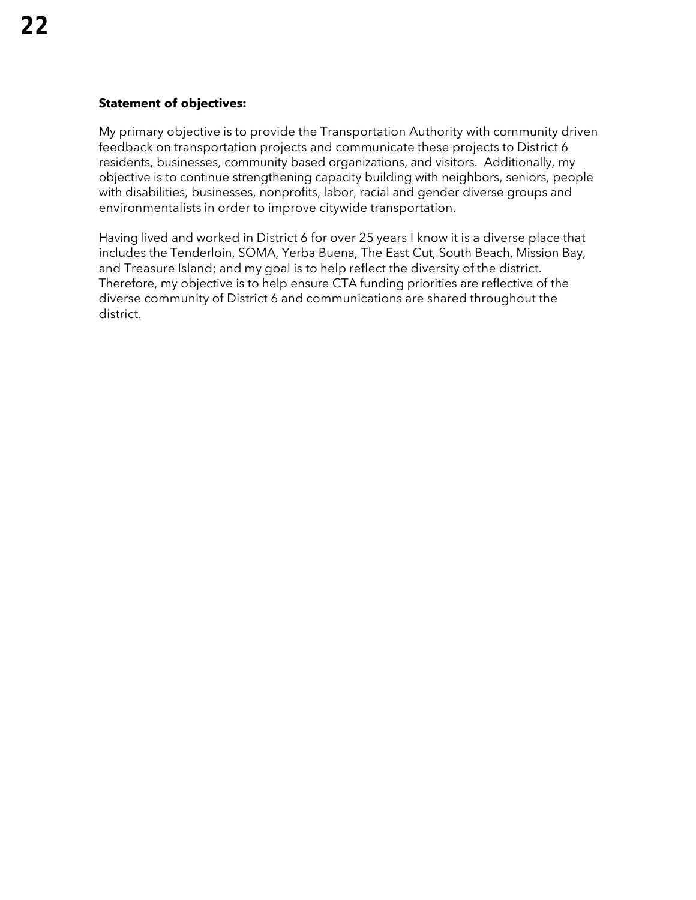**Statement of objectives:**

My primary objective is to provide the Transportation Authority with community driven feedback on transportation projects and communicate these projects to District 6 residents, businesses, community based organizations, and visitors. Additionally, my objective is to continue strengthening capacity building with neighbors, seniors, people with disabilities, businesses, nonprofits, labor, racial and gender diverse groups and environmentalists in order to improve citywide transportation.

Having lived and worked in District 6 for over 25 years I know it is a diverse place that includes the Tenderloin, SOMA, Yerba Buena, The East Cut, South Beach, Mission Bay, and Treasure Island; and my goal is to help reflect the diversity of the district. Therefore, my objective is to help ensure CTA funding priorities are reflective of the diverse community of District 6 and communications are shared throughout the district.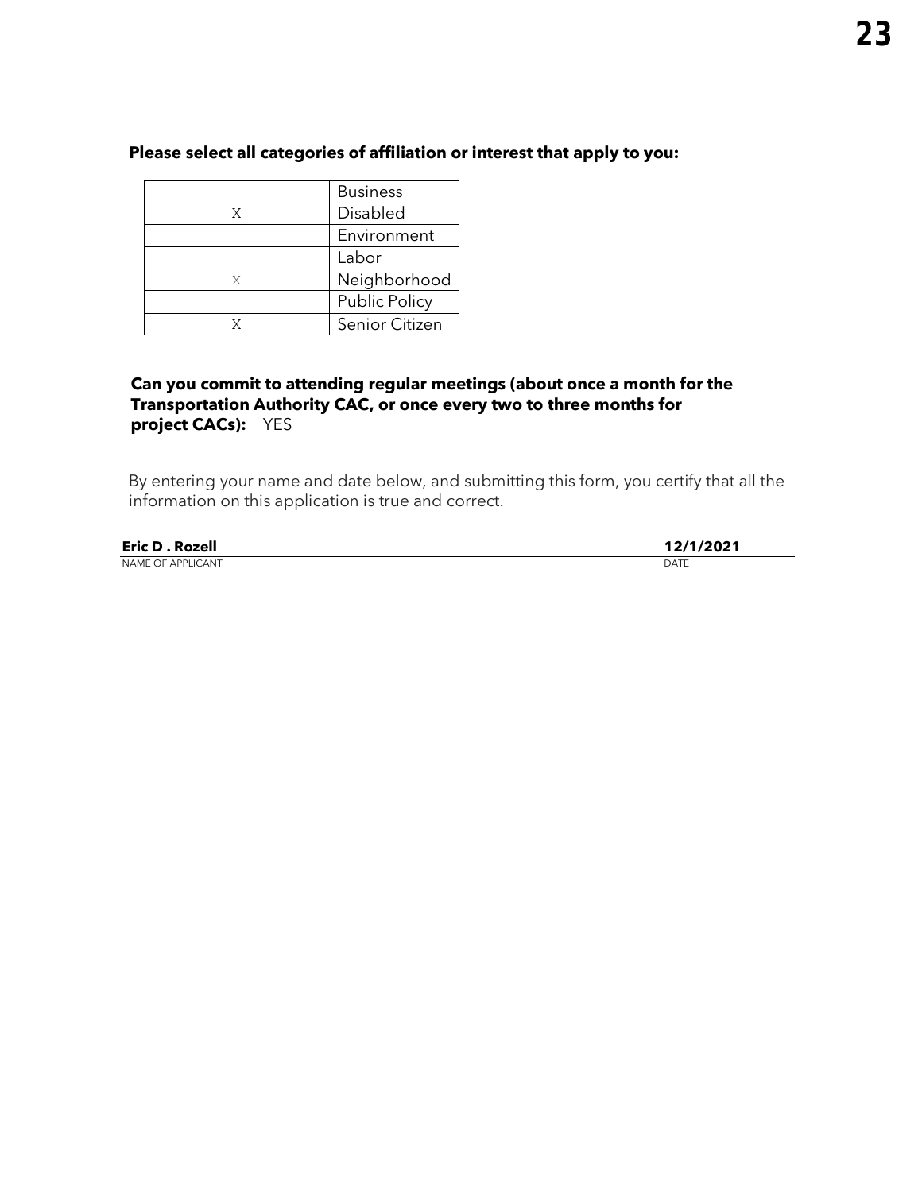**Please select all categories of affiliation or interest that apply to you:**

| | |
|---|---|
| | Business |
| X | Disabled |
| | Environment |
| | Labor |
| X | Neighborhood |
| | Public Policy |
| X | Senior Citizen |

**Can you commit to attending regular meetings (about once a month for the Transportation Authority CAC, or once every two to three months for project CACs):** YES

By entering your name and date below, and submitting this form, you certify that all the information on this application is true and correct.

**Eric D . Rozell** — NAME OF APPLICANT

**12/1/2021** — DATE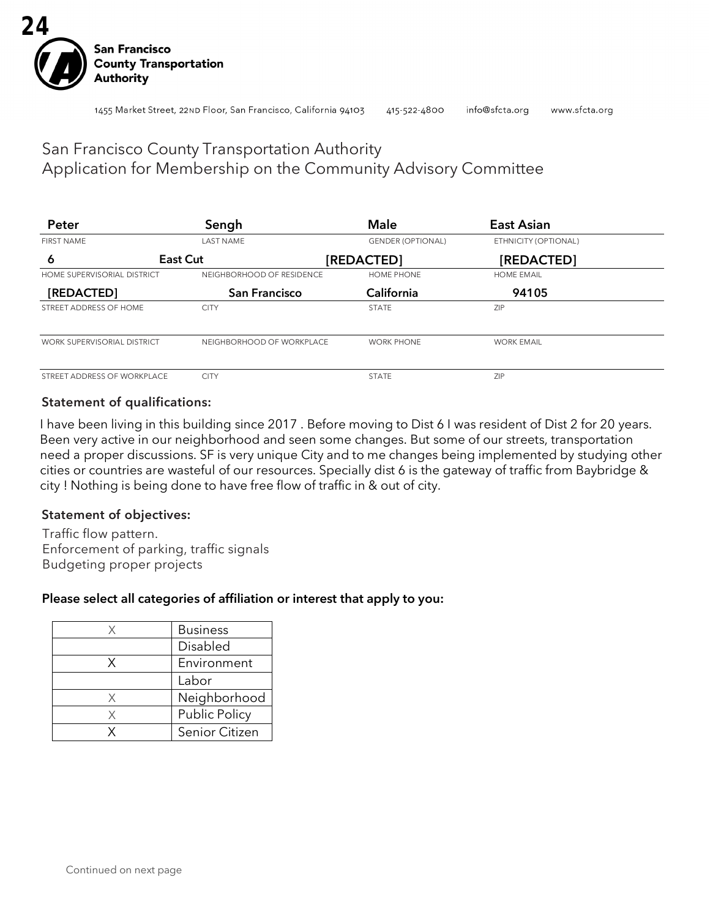San Francisco County Transportation Authority

1455 Market Street, 22ND Floor, San Francisco, California 94103 415-522-4800 info@sfcta.org www.sfcta.org

# San Francisco County Transportation Authority Application for Membership on the Community Advisory Committee

| Peter | Sengh | Male | East Asian |
|---|---|---|---|
| FIRST NAME | LAST NAME | GENDER (OPTIONAL) | ETHNICITY (OPTIONAL) |
| 6 | East Cut | [REDACTED] | [REDACTED] |
| HOME SUPERVISORIAL DISTRICT | NEIGHBORHOOD OF RESIDENCE | HOME PHONE | HOME EMAIL |
| [REDACTED] | San Francisco | California | 94105 |
| STREET ADDRESS OF HOME | CITY | STATE | ZIP |
| | | | |
| WORK SUPERVISORIAL DISTRICT | NEIGHBORHOOD OF WORKPLACE | WORK PHONE | WORK EMAIL |
| | | | |
| STREET ADDRESS OF WORKPLACE | CITY | STATE | ZIP |

### Statement of qualifications:

I have been living in this building since 2017 . Before moving to Dist 6 I was resident of Dist 2 for 20 years. Been very active in our neighborhood and seen some changes. But some of our streets, transportation need a proper discussions. SF is very unique City and to me changes being implemented by studying other cities or countries are wasteful of our resources. Specially dist 6 is the gateway of traffic from Baybridge & city ! Nothing is being done to have free flow of traffic in & out of city.

### Statement of objectives:

Traffic flow pattern.
Enforcement of parking, traffic signals
Budgeting proper projects

### Please select all categories of affiliation or interest that apply to you:

| | |
|---|---|
| X | Business |
| | Disabled |
| X | Environment |
| | Labor |
| X | Neighborhood |
| X | Public Policy |
| X | Senior Citizen |

Continued on next page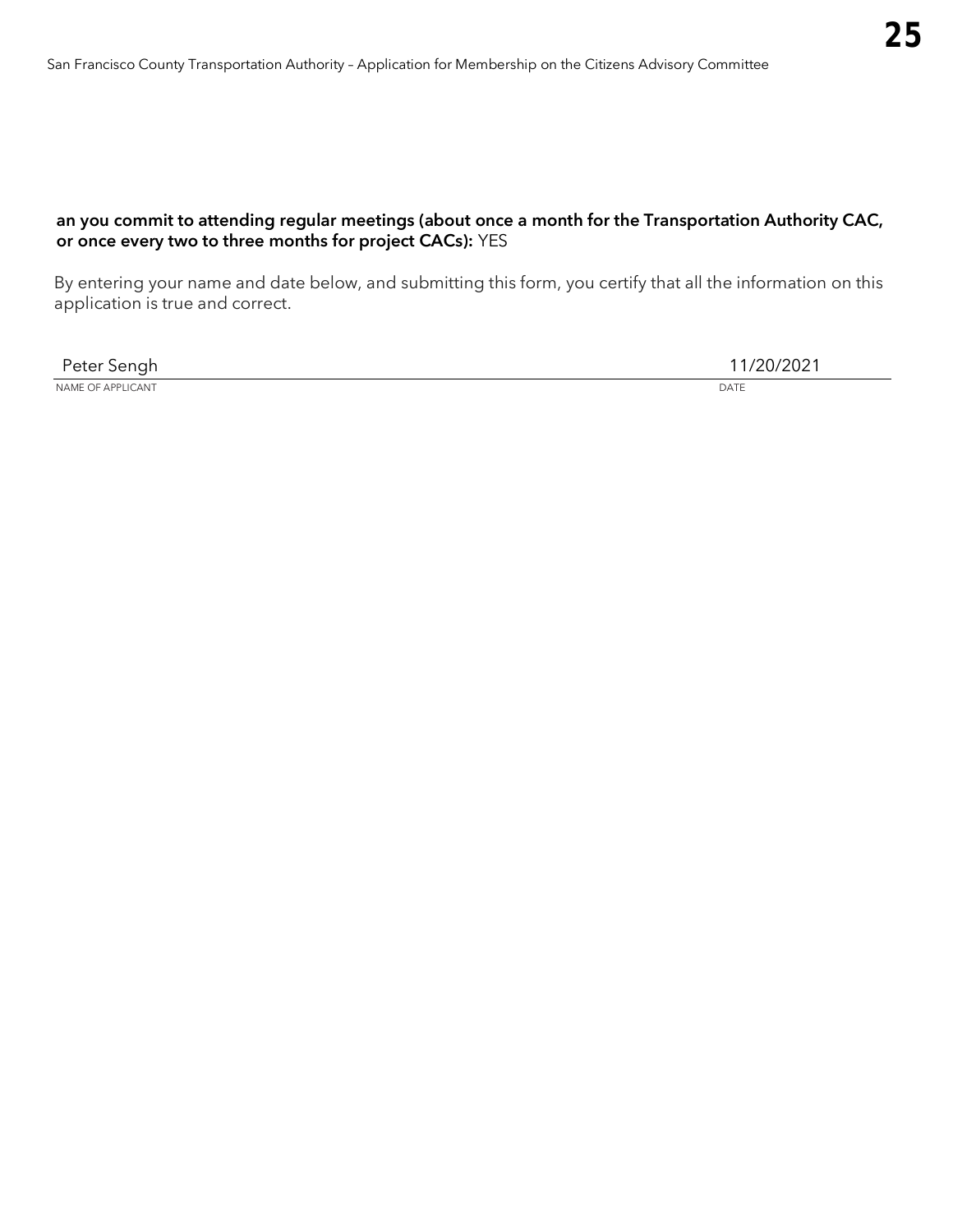**an you commit to attending regular meetings (about once a month for the Transportation Authority CAC, or once every two to three months for project CACs):** YES

By entering your name and date below, and submitting this form, you certify that all the information on this application is true and correct.

| Peter Sengh | 11/20/2021 |
| --- | --- |
| NAME OF APPLICANT | DATE |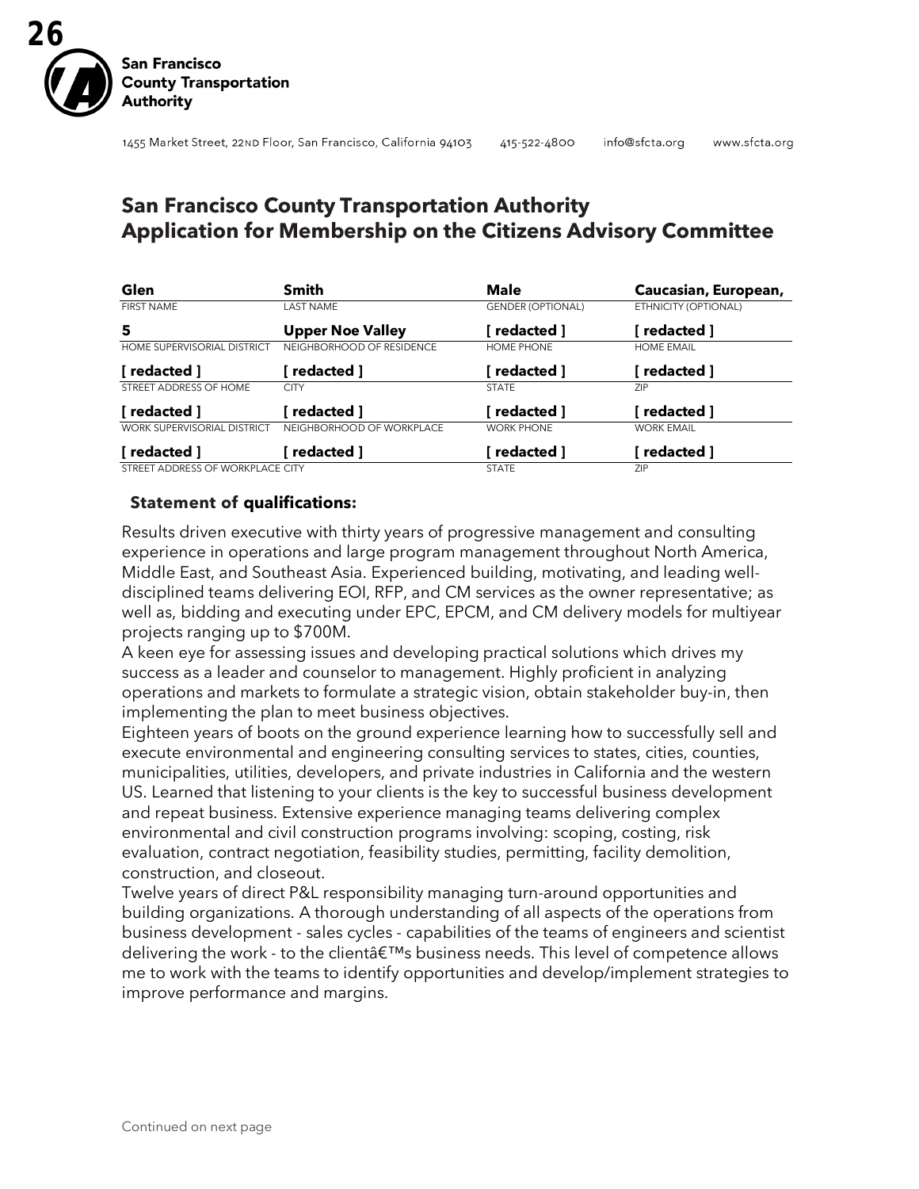San Francisco County Transportation Authority

1455 Market Street, 22ND Floor, San Francisco, California 94103 415-522-4800 info@sfcta.org www.sfcta.org

# San Francisco County Transportation Authority Application for Membership on the Citizens Advisory Committee

| | | | |
|---|---|---|---|
| **Glen** | **Smith** | **Male** | **Caucasian, European,** |
| FIRST NAME | LAST NAME | GENDER (OPTIONAL) | ETHNICITY (OPTIONAL) |
| **5** | **Upper Noe Valley** | **[ redacted ]** | **[ redacted ]** |
| HOME SUPERVISORIAL DISTRICT | NEIGHBORHOOD OF RESIDENCE | HOME PHONE | HOME EMAIL |
| **[ redacted ]** | **[ redacted ]** | **[ redacted ]** | **[ redacted ]** |
| STREET ADDRESS OF HOME | CITY | STATE | ZIP |
| **[ redacted ]** | **[ redacted ]** | **[ redacted ]** | **[ redacted ]** |
| WORK SUPERVISORIAL DISTRICT | NEIGHBORHOOD OF WORKPLACE | WORK PHONE | WORK EMAIL |
| **[ redacted ]** | **[ redacted ]** | **[ redacted ]** | **[ redacted ]** |
| STREET ADDRESS OF WORKPLACE | CITY | STATE | ZIP |

**Statement of qualifications:**

Results driven executive with thirty years of progressive management and consulting experience in operations and large program management throughout North America, Middle East, and Southeast Asia. Experienced building, motivating, and leading well-disciplined teams delivering EOI, RFP, and CM services as the owner representative; as well as, bidding and executing under EPC, EPCM, and CM delivery models for multiyear projects ranging up to $700M.

A keen eye for assessing issues and developing practical solutions which drives my success as a leader and counselor to management. Highly proficient in analyzing operations and markets to formulate a strategic vision, obtain stakeholder buy-in, then implementing the plan to meet business objectives.

Eighteen years of boots on the ground experience learning how to successfully sell and execute environmental and engineering consulting services to states, cities, counties, municipalities, utilities, developers, and private industries in California and the western US. Learned that listening to your clients is the key to successful business development and repeat business. Extensive experience managing teams delivering complex environmental and civil construction programs involving: scoping, costing, risk evaluation, contract negotiation, feasibility studies, permitting, facility demolition, construction, and closeout.

Twelve years of direct P&L responsibility managing turn-around opportunities and building organizations. A thorough understanding of all aspects of the operations from business development - sales cycles - capabilities of the teams of engineers and scientist delivering the work - to the clientâ€™s business needs. This level of competence allows me to work with the teams to identify opportunities and develop/implement strategies to improve performance and margins.

Continued on next page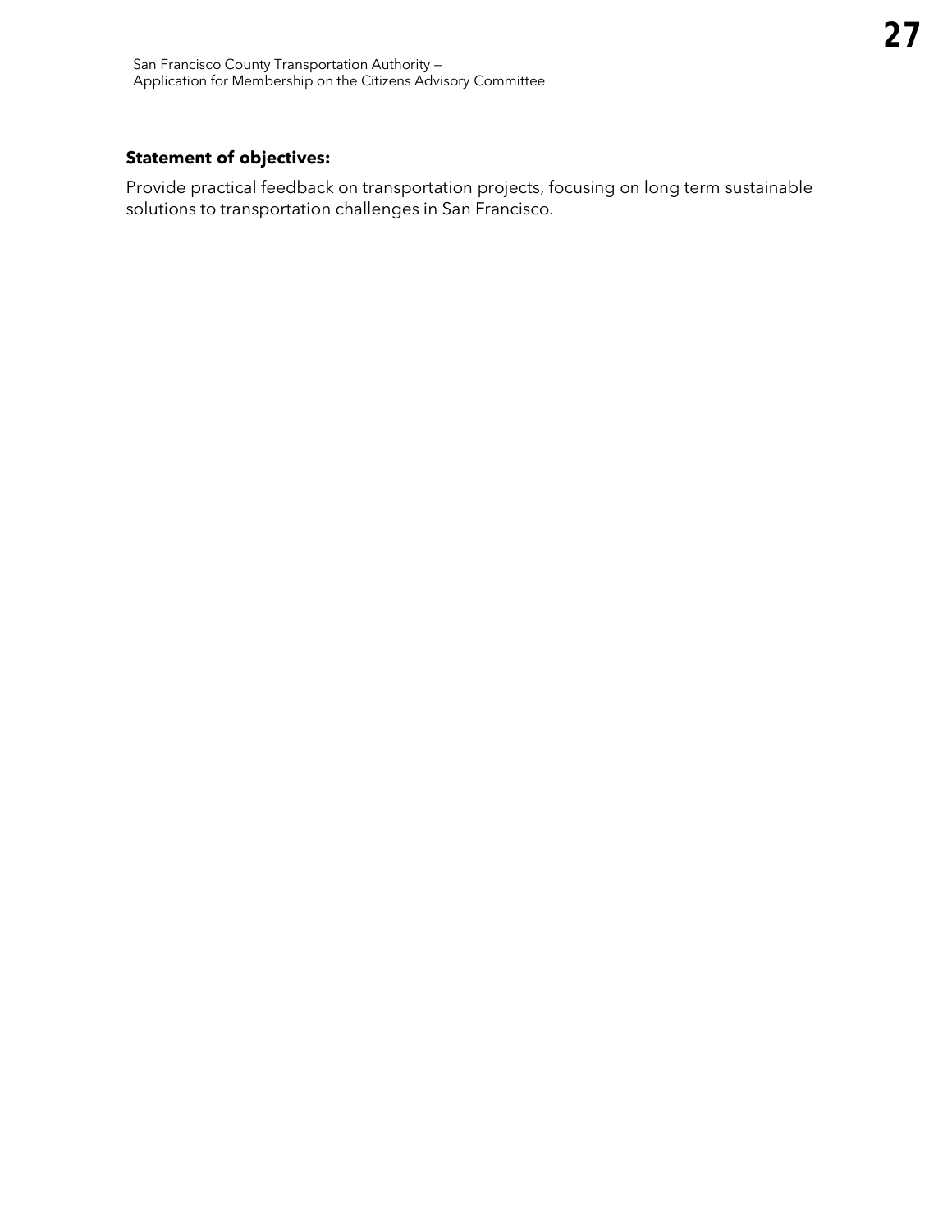**Statement of objectives:**

Provide practical feedback on transportation projects, focusing on long term sustainable solutions to transportation challenges in San Francisco.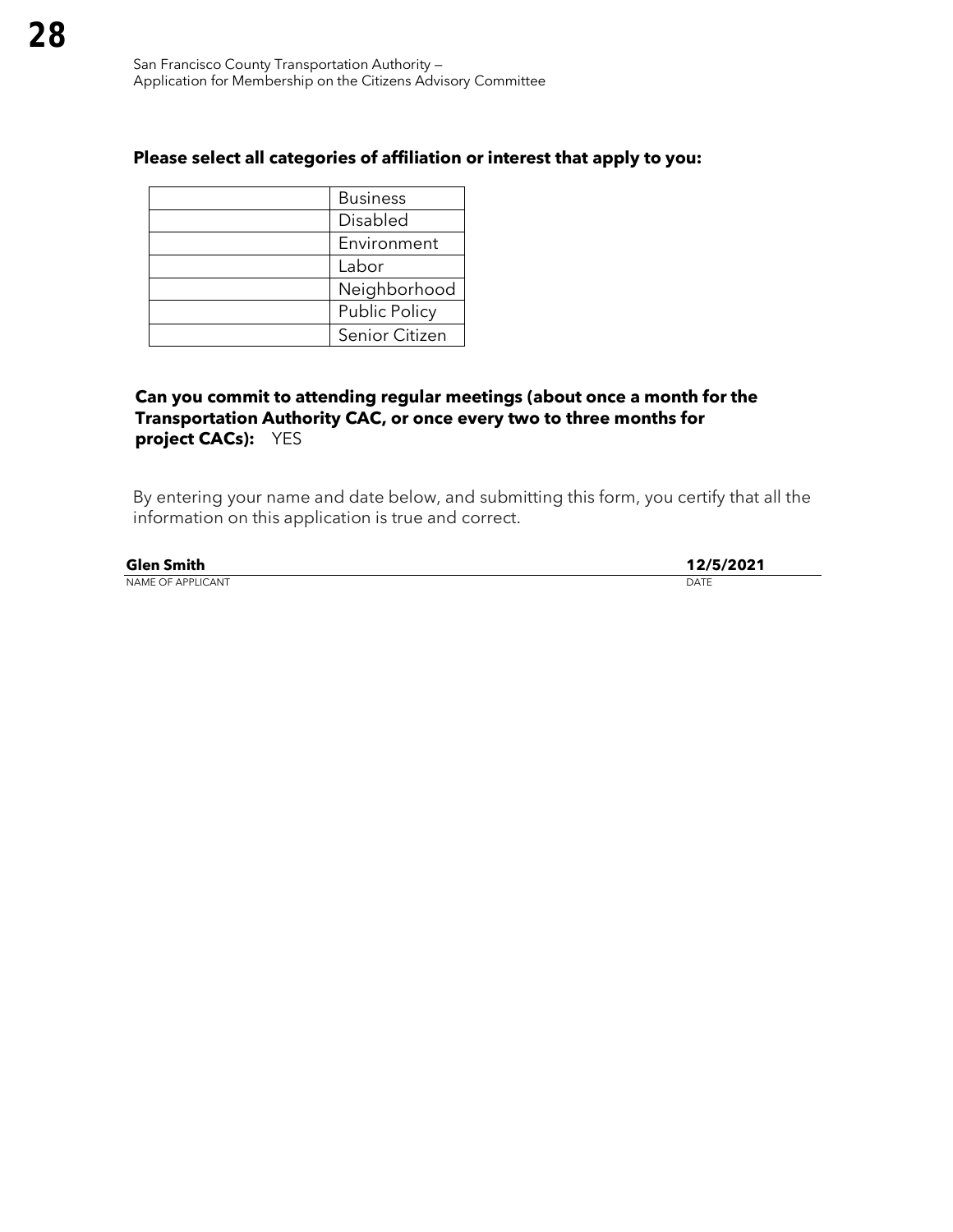**Please select all categories of affiliation or interest that apply to you:**

| | |
|---|---|
| | Business |
| | Disabled |
| | Environment |
| | Labor |
| | Neighborhood |
| | Public Policy |
| | Senior Citizen |

**Can you commit to attending regular meetings (about once a month for the Transportation Authority CAC, or once every two to three months for project CACs):** YES

By entering your name and date below, and submitting this form, you certify that all the information on this application is true and correct.

**Glen Smith** — **12/5/2021**

NAME OF APPLICANT — DATE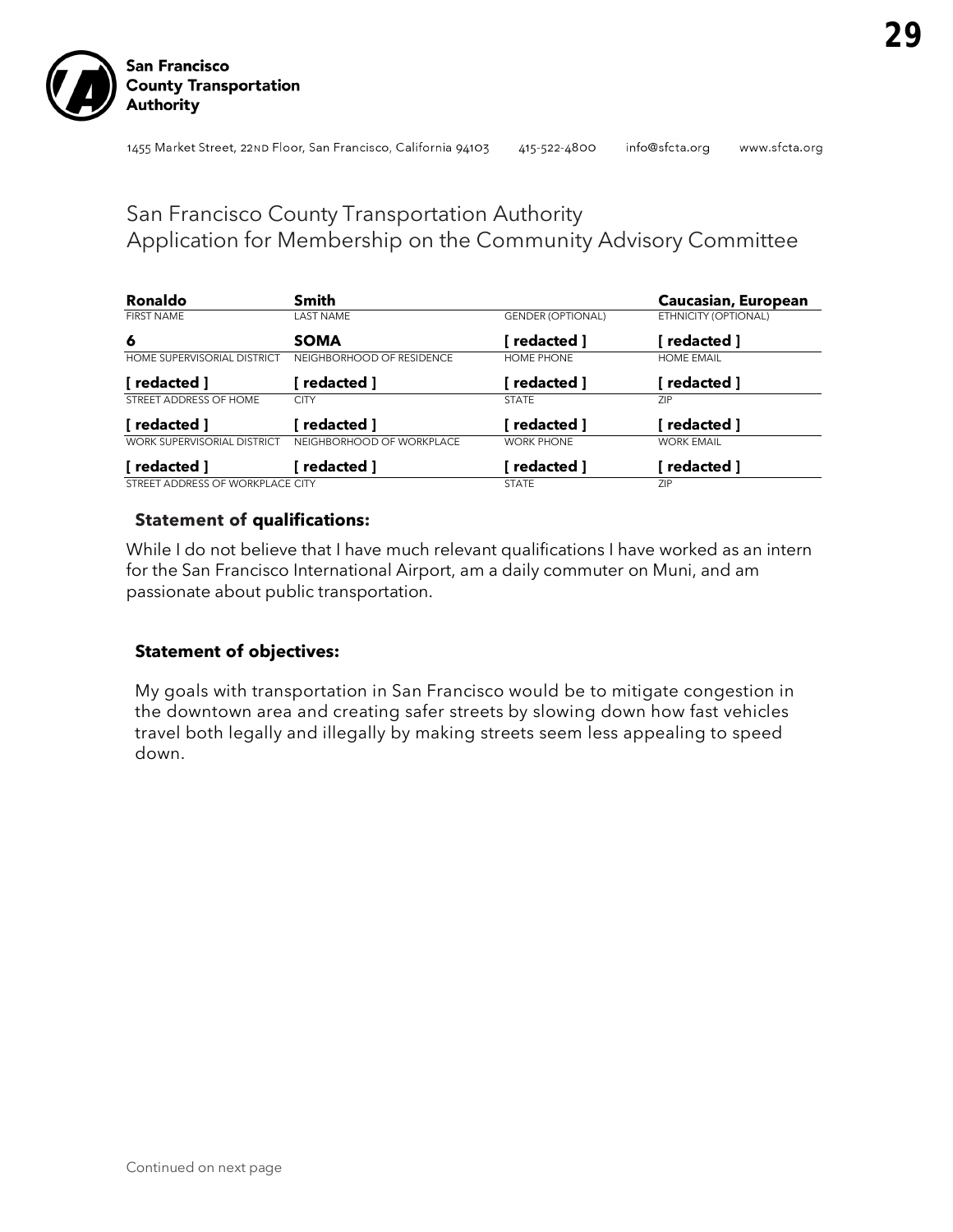**San Francisco County Transportation Authority**

1455 Market Street, 22ND Floor, San Francisco, California 94103 415-522-4800 info@sfcta.org www.sfcta.org

# San Francisco County Transportation Authority
## Application for Membership on the Community Advisory Committee

| **Ronaldo** | **Smith** | | **Caucasian, European** |
|---|---|---|---|
| FIRST NAME | LAST NAME | GENDER (OPTIONAL) | ETHNICITY (OPTIONAL) |
| **6** | **SOMA** | **[ redacted ]** | **[ redacted ]** |
| HOME SUPERVISORIAL DISTRICT | NEIGHBORHOOD OF RESIDENCE | HOME PHONE | HOME EMAIL |
| **[ redacted ]** | **[ redacted ]** | **[ redacted ]** | **[ redacted ]** |
| STREET ADDRESS OF HOME | CITY | STATE | ZIP |
| **[ redacted ]** | **[ redacted ]** | **[ redacted ]** | **[ redacted ]** |
| WORK SUPERVISORIAL DISTRICT | NEIGHBORHOOD OF WORKPLACE | WORK PHONE | WORK EMAIL |
| **[ redacted ]** | **[ redacted ]** | **[ redacted ]** | **[ redacted ]** |
| STREET ADDRESS OF WORKPLACE | CITY | STATE | ZIP |

### Statement of qualifications:

While I do not believe that I have much relevant qualifications I have worked as an intern for the San Francisco International Airport, am a daily commuter on Muni, and am passionate about public transportation.

### Statement of objectives:

My goals with transportation in San Francisco would be to mitigate congestion in the downtown area and creating safer streets by slowing down how fast vehicles travel both legally and illegally by making streets seem less appealing to speed down.

Continued on next page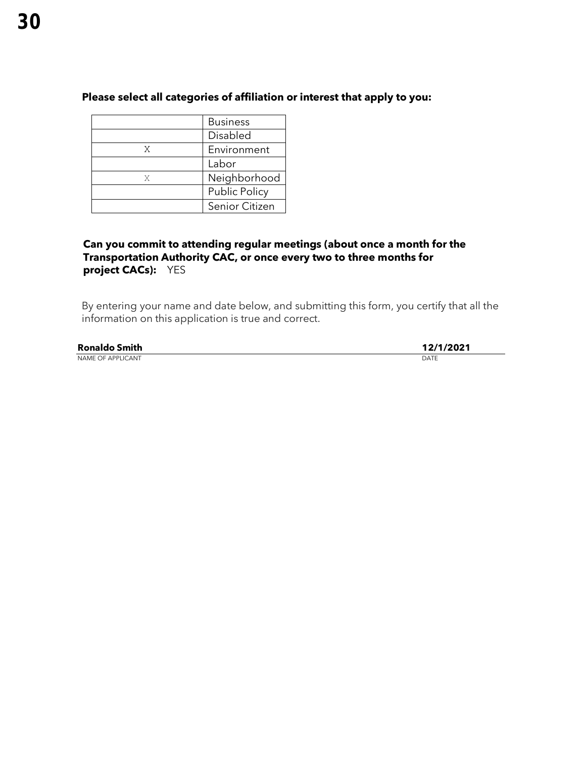**Please select all categories of affiliation or interest that apply to you:**

| | |
|---|---|
| | Business |
| | Disabled |
| X | Environment |
| | Labor |
| X | Neighborhood |
| | Public Policy |
| | Senior Citizen |

**Can you commit to attending regular meetings (about once a month for the Transportation Authority CAC, or once every two to three months for project CACs):** YES

By entering your name and date below, and submitting this form, you certify that all the information on this application is true and correct.

**Ronaldo Smith** — NAME OF APPLICANT

**12/1/2021** — DATE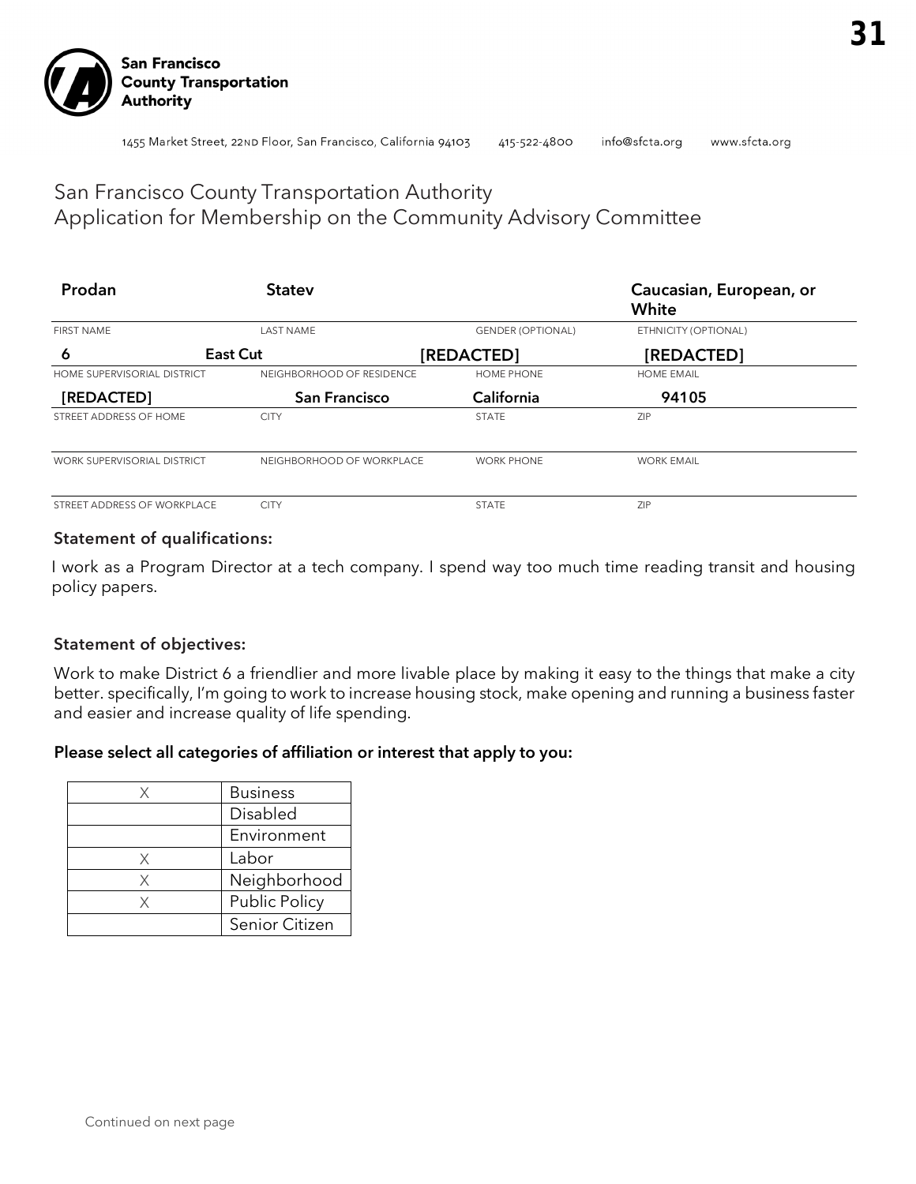**San Francisco County Transportation Authority**

1455 Market Street, 22ND Floor, San Francisco, California 94103 415-522-4800 info@sfcta.org www.sfcta.org

# San Francisco County Transportation Authority
# Application for Membership on the Community Advisory Committee

| FIRST NAME | LAST NAME | GENDER (OPTIONAL) | ETHNICITY (OPTIONAL) |
|---|---|---|---|
| Prodan | Statev | | Caucasian, European, or White |

| HOME SUPERVISORIAL DISTRICT | NEIGHBORHOOD OF RESIDENCE | HOME PHONE | HOME EMAIL |
|---|---|---|---|
| 6 | East Cut | [REDACTED] | [REDACTED] |

| STREET ADDRESS OF HOME | CITY | STATE | ZIP |
|---|---|---|---|
| [REDACTED] | San Francisco | California | 94105 |

| WORK SUPERVISORIAL DISTRICT | NEIGHBORHOOD OF WORKPLACE | WORK PHONE | WORK EMAIL |
|---|---|---|---|
| | | | |

| STREET ADDRESS OF WORKPLACE | CITY | STATE | ZIP |
|---|---|---|---|
| | | | |

**Statement of qualifications:**

I work as a Program Director at a tech company. I spend way too much time reading transit and housing policy papers.

**Statement of objectives:**

Work to make District 6 a friendlier and more livable place by making it easy to the things that make a city better. specifically, I'm going to work to increase housing stock, make opening and running a business faster and easier and increase quality of life spending.

**Please select all categories of affiliation or interest that apply to you:**

| | |
|---|---|
| X | Business |
| | Disabled |
| | Environment |
| X | Labor |
| X | Neighborhood |
| X | Public Policy |
| | Senior Citizen |

Continued on next page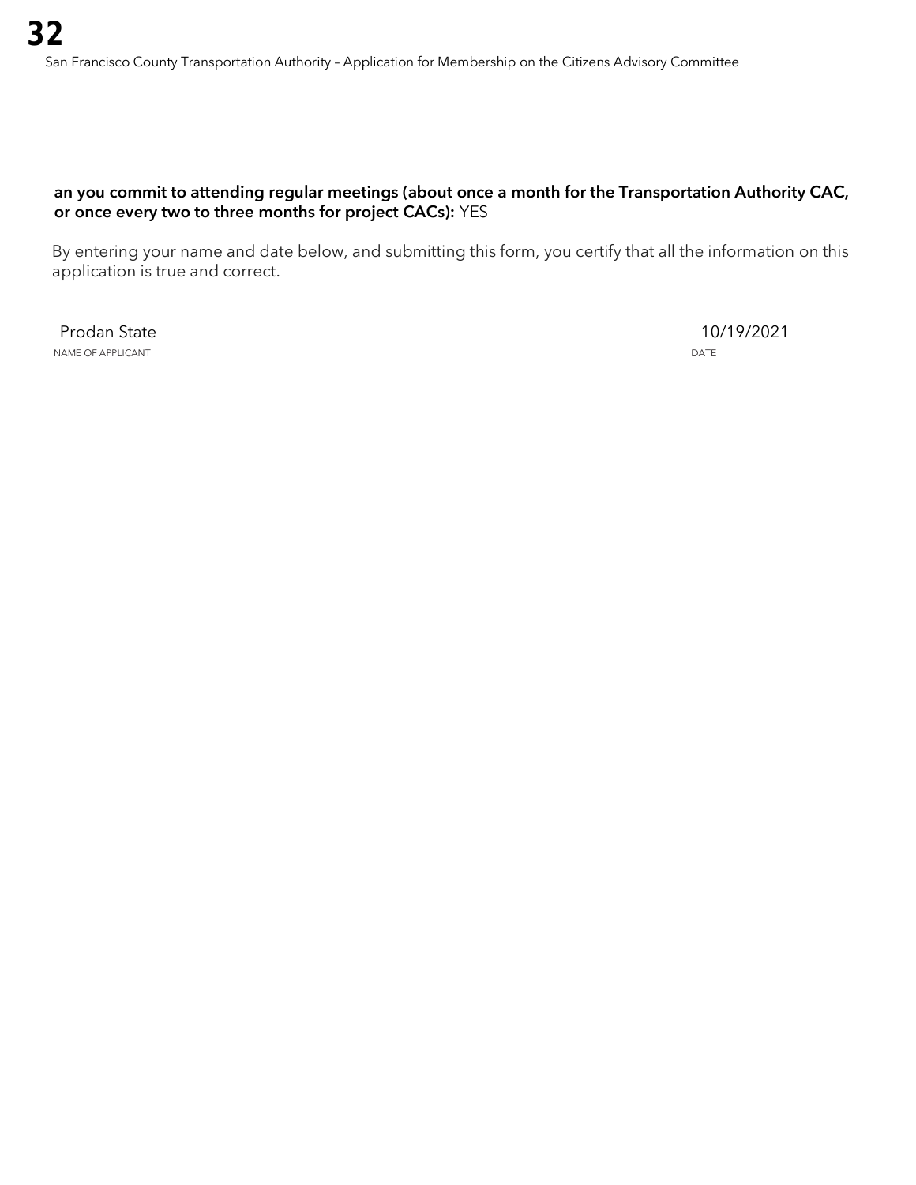**an you commit to attending regular meetings (about once a month for the Transportation Authority CAC, or once every two to three months for project CACs):** YES

By entering your name and date below, and submitting this form, you certify that all the information on this application is true and correct.

| Prodan State | 10/19/2021 |
|---|---|
| NAME OF APPLICANT | DATE |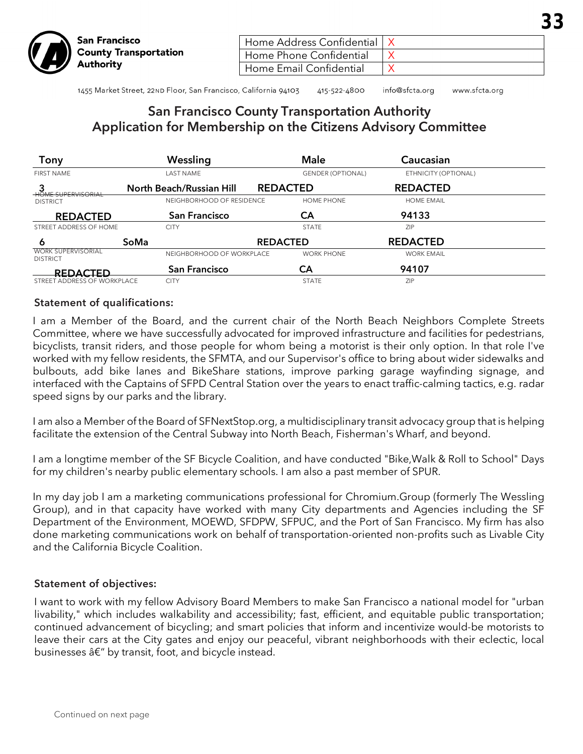San Francisco County Transportation Authority

| Home Address Confidential | X |
| --- | --- |
| Home Phone Confidential | X |
| Home Email Confidential | X |

1455 Market Street, 22ND Floor, San Francisco, California 94103 415-522-4800 info@sfcta.org www.sfcta.org

## San Francisco County Transportation Authority Application for Membership on the Citizens Advisory Committee

| Tony | Wessling | Male | Caucasian |
| --- | --- | --- | --- |
| FIRST NAME | LAST NAME | GENDER (OPTIONAL) | ETHNICITY (OPTIONAL) |
| 3 | North Beach/Russian Hill | REDACTED | REDACTED |
| HOME SUPERVISORIAL DISTRICT | NEIGHBORHOOD OF RESIDENCE | HOME PHONE | HOME EMAIL |
| REDACTED | San Francisco | CA | 94133 |
| STREET ADDRESS OF HOME | CITY | STATE | ZIP |
| 6 | SoMa | REDACTED | REDACTED |
| WORK SUPERVISORIAL DISTRICT | NEIGHBORHOOD OF WORKPLACE | WORK PHONE | WORK EMAIL |
| REDACTED | San Francisco | CA | 94107 |
| STREET ADDRESS OF WORKPLACE | CITY | STATE | ZIP |

### Statement of qualifications:

I am a Member of the Board, and the current chair of the North Beach Neighbors Complete Streets Committee, where we have successfully advocated for improved infrastructure and facilities for pedestrians, bicyclists, transit riders, and those people for whom being a motorist is their only option. In that role I've worked with my fellow residents, the SFMTA, and our Supervisor's office to bring about wider sidewalks and bulbouts, add bike lanes and BikeShare stations, improve parking garage wayfinding signage, and interfaced with the Captains of SFPD Central Station over the years to enact traffic-calming tactics, e.g. radar speed signs by our parks and the library.

I am also a Member of the Board of SFNextStop.org, a multidisciplinary transit advocacy group that is helping facilitate the extension of the Central Subway into North Beach, Fisherman's Wharf, and beyond.

I am a longtime member of the SF Bicycle Coalition, and have conducted "Bike,Walk & Roll to School" Days for my children's nearby public elementary schools. I am also a past member of SPUR.

In my day job I am a marketing communications professional for Chromium.Group (formerly The Wessling Group), and in that capacity have worked with many City departments and Agencies including the SF Department of the Environment, MOEWD, SFDPW, SFPUC, and the Port of San Francisco. My firm has also done marketing communications work on behalf of transportation-oriented non-profits such as Livable City and the California Bicycle Coalition.

### Statement of objectives:

I want to work with my fellow Advisory Board Members to make San Francisco a national model for "urban livability," which includes walkability and accessibility; fast, efficient, and equitable public transportation; continued advancement of bicycling; and smart policies that inform and incentivize would-be motorists to leave their cars at the City gates and enjoy our peaceful, vibrant neighborhoods with their eclectic, local businesses â€" by transit, foot, and bicycle instead.

Continued on next page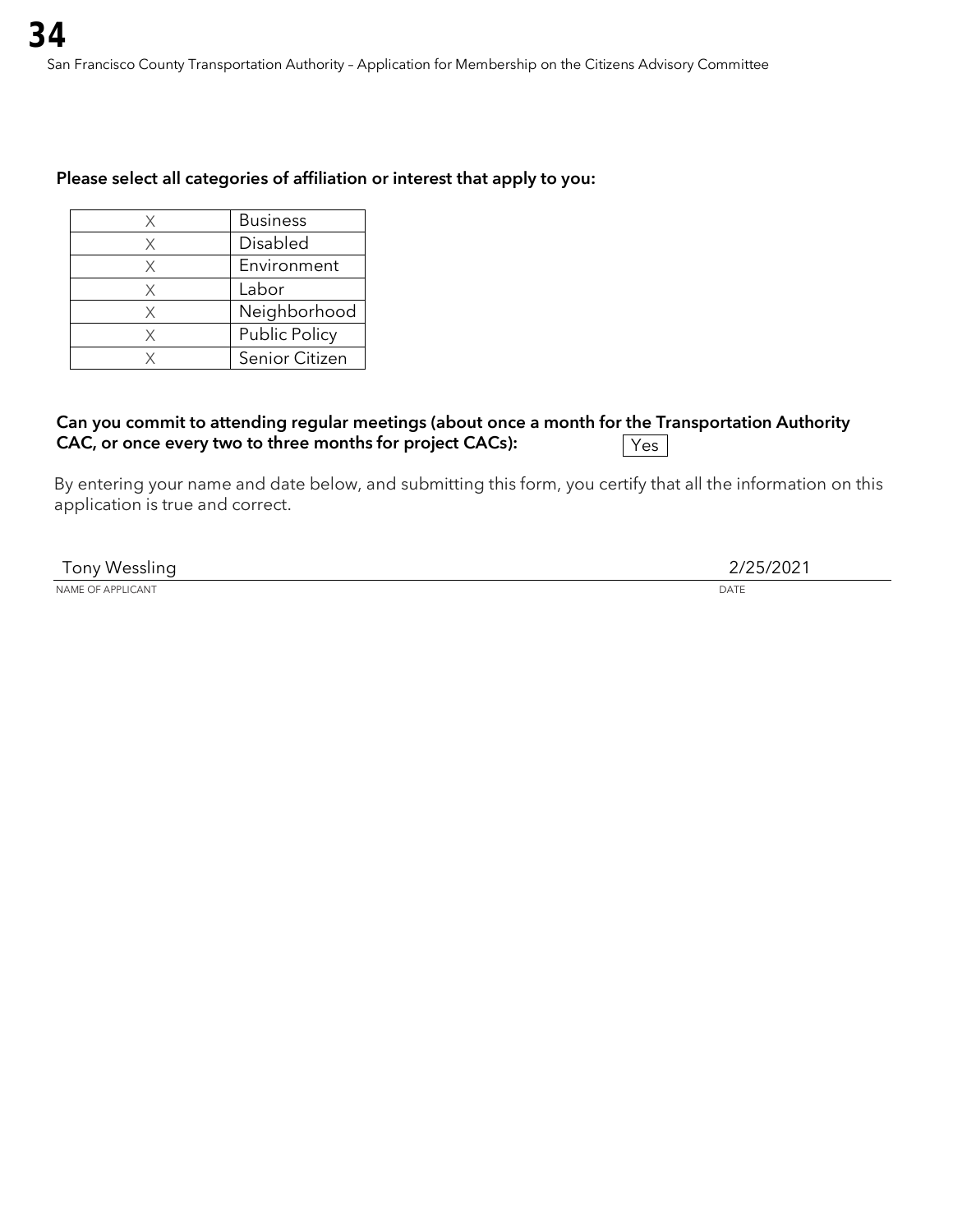**Please select all categories of affiliation or interest that apply to you:**

| | |
|---|---|
| X | Business |
| X | Disabled |
| X | Environment |
| X | Labor |
| X | Neighborhood |
| X | Public Policy |
| X | Senior Citizen |

**Can you commit to attending regular meetings (about once a month for the Transportation Authority CAC, or once every two to three months for project CACs):** Yes

By entering your name and date below, and submitting this form, you certify that all the information on this application is true and correct.

Tony Wessling — 2/25/2021

NAME OF APPLICANT — DATE